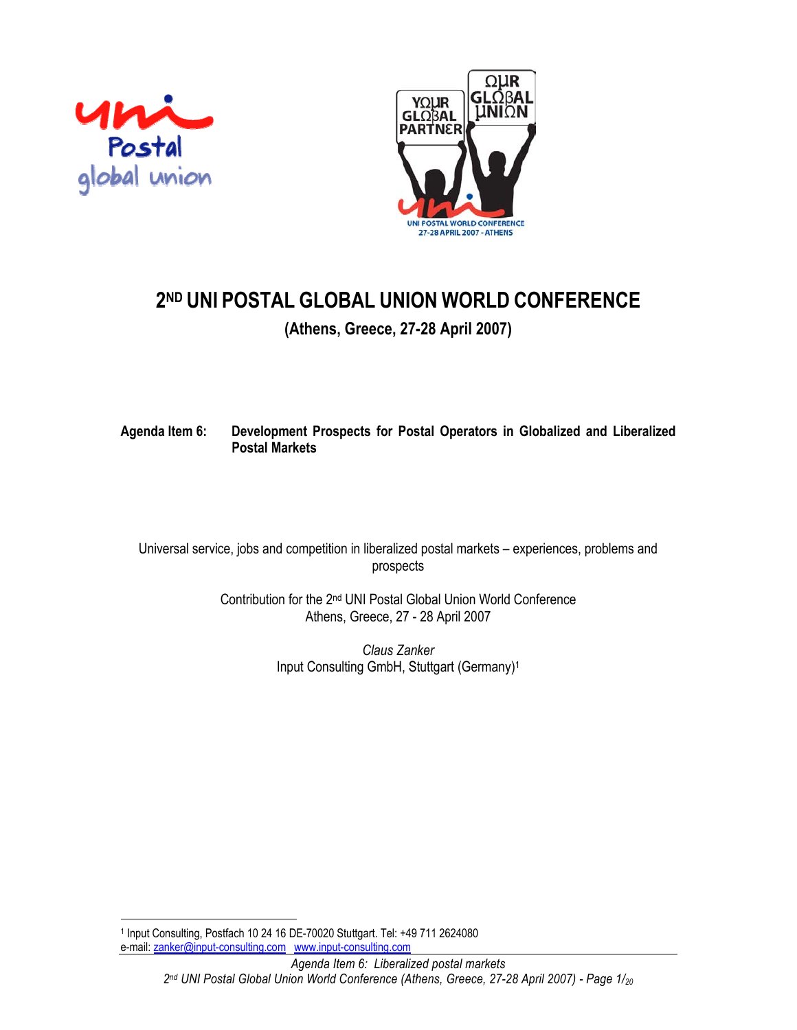# 2ND UNI POSTAL GLOBAL UNION WORLD CONFERENCE

**(Athens, Greece, 27-28 April 2007)**

**Agenda Item 6: Development Prospects for Postal Operators in Globalized and Liberalized Postal Markets**

Universal service, jobs and competition in liberalized postal markets – experiences, problems and prospects

Contribution for the 2nd UNI Postal Global Union World Conference
Athens, Greece, 27 - 28 April 2007

*Claus Zanker*
Input Consulting GmbH, Stuttgart (Germany)[1]

[1] Input Consulting, Postfach 10 24 16 DE-70020 Stuttgart. Tel: +49 711 2624080
e-mail: zanker@input-consulting.com www.input-consulting.com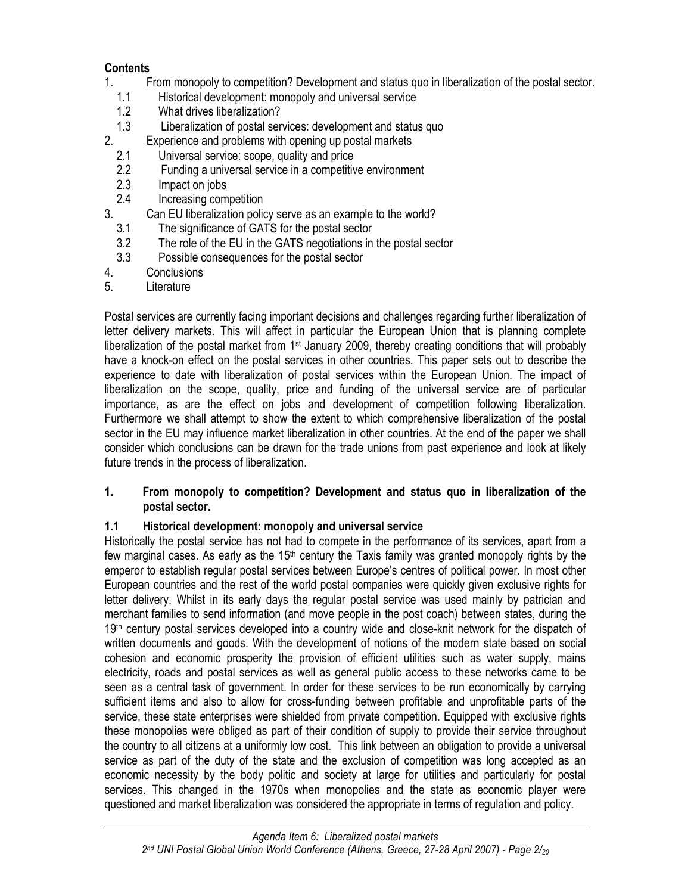**Contents**

1. From monopoly to competition? Development and status quo in liberalization of the postal sector.
   - 1.1 Historical development: monopoly and universal service
   - 1.2 What drives liberalization?
   - 1.3 Liberalization of postal services: development and status quo
2. Experience and problems with opening up postal markets
   - 2.1 Universal service: scope, quality and price
   - 2.2 Funding a universal service in a competitive environment
   - 2.3 Impact on jobs
   - 2.4 Increasing competition
3. Can EU liberalization policy serve as an example to the world?
   - 3.1 The significance of GATS for the postal sector
   - 3.2 The role of the EU in the GATS negotiations in the postal sector
   - 3.3 Possible consequences for the postal sector
4. Conclusions
5. Literature

Postal services are currently facing important decisions and challenges regarding further liberalization of letter delivery markets. This will affect in particular the European Union that is planning complete liberalization of the postal market from 1st January 2009, thereby creating conditions that will probably have a knock-on effect on the postal services in other countries. This paper sets out to describe the experience to date with liberalization of postal services within the European Union. The impact of liberalization on the scope, quality, price and funding of the universal service are of particular importance, as are the effect on jobs and development of competition following liberalization. Furthermore we shall attempt to show the extent to which comprehensive liberalization of the postal sector in the EU may influence market liberalization in other countries. At the end of the paper we shall consider which conclusions can be drawn for the trade unions from past experience and look at likely future trends in the process of liberalization.

## 1. From monopoly to competition? Development and status quo in liberalization of the postal sector.

### 1.1 Historical development: monopoly and universal service

Historically the postal service has not had to compete in the performance of its services, apart from a few marginal cases. As early as the 15th century the Taxis family was granted monopoly rights by the emperor to establish regular postal services between Europe's centres of political power. In most other European countries and the rest of the world postal companies were quickly given exclusive rights for letter delivery. Whilst in its early days the regular postal service was used mainly by patrician and merchant families to send information (and move people in the post coach) between states, during the 19th century postal services developed into a country wide and close-knit network for the dispatch of written documents and goods. With the development of notions of the modern state based on social cohesion and economic prosperity the provision of efficient utilities such as water supply, mains electricity, roads and postal services as well as general public access to these networks came to be seen as a central task of government. In order for these services to be run economically by carrying sufficient items and also to allow for cross-funding between profitable and unprofitable parts of the service, these state enterprises were shielded from private competition. Equipped with exclusive rights these monopolies were obliged as part of their condition of supply to provide their service throughout the country to all citizens at a uniformly low cost. This link between an obligation to provide a universal service as part of the duty of the state and the exclusion of competition was long accepted as an economic necessity by the body politic and society at large for utilities and particularly for postal services. This changed in the 1970s when monopolies and the state as economic player were questioned and market liberalization was considered the appropriate in terms of regulation and policy.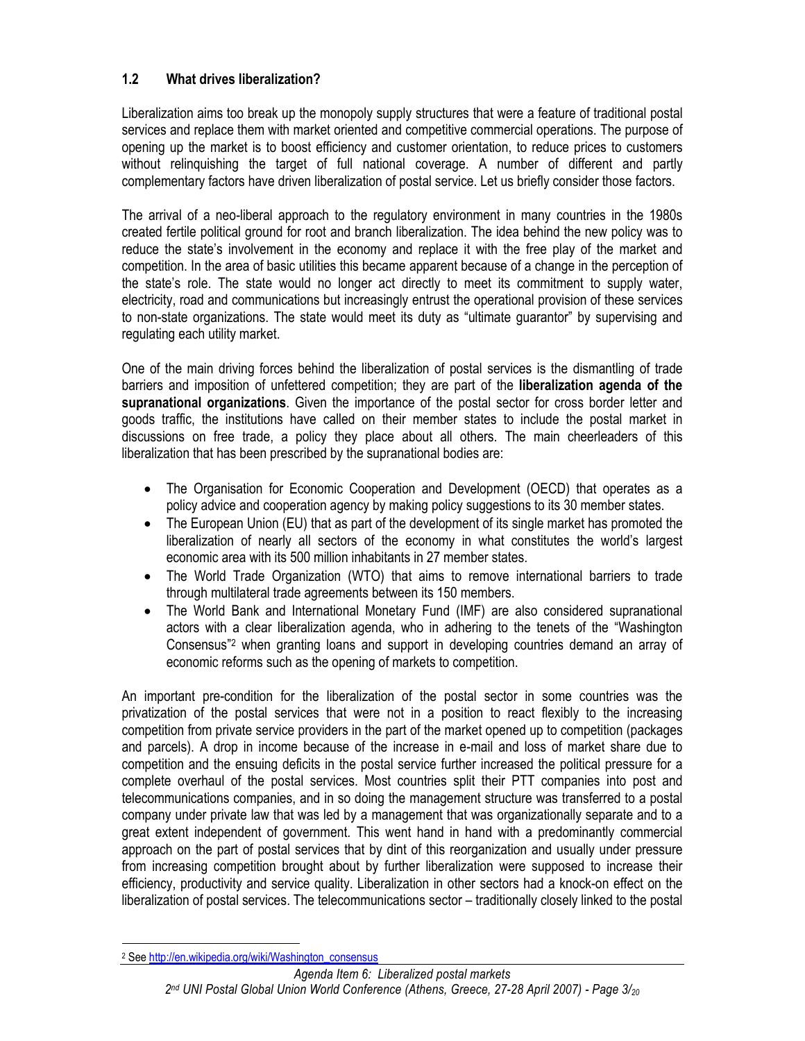### 1.2 What drives liberalization?

Liberalization aims too break up the monopoly supply structures that were a feature of traditional postal services and replace them with market oriented and competitive commercial operations. The purpose of opening up the market is to boost efficiency and customer orientation, to reduce prices to customers without relinquishing the target of full national coverage. A number of different and partly complementary factors have driven liberalization of postal service. Let us briefly consider those factors.

The arrival of a neo-liberal approach to the regulatory environment in many countries in the 1980s created fertile political ground for root and branch liberalization. The idea behind the new policy was to reduce the state's involvement in the economy and replace it with the free play of the market and competition. In the area of basic utilities this became apparent because of a change in the perception of the state's role. The state would no longer act directly to meet its commitment to supply water, electricity, road and communications but increasingly entrust the operational provision of these services to non-state organizations. The state would meet its duty as "ultimate guarantor" by supervising and regulating each utility market.

One of the main driving forces behind the liberalization of postal services is the dismantling of trade barriers and imposition of unfettered competition; they are part of the **liberalization agenda of the supranational organizations**. Given the importance of the postal sector for cross border letter and goods traffic, the institutions have called on their member states to include the postal market in discussions on free trade, a policy they place about all others. The main cheerleaders of this liberalization that has been prescribed by the supranational bodies are:

- The Organisation for Economic Cooperation and Development (OECD) that operates as a policy advice and cooperation agency by making policy suggestions to its 30 member states.
- The European Union (EU) that as part of the development of its single market has promoted the liberalization of nearly all sectors of the economy in what constitutes the world's largest economic area with its 500 million inhabitants in 27 member states.
- The World Trade Organization (WTO) that aims to remove international barriers to trade through multilateral trade agreements between its 150 members.
- The World Bank and International Monetary Fund (IMF) are also considered supranational actors with a clear liberalization agenda, who in adhering to the tenets of the "Washington Consensus"[2] when granting loans and support in developing countries demand an array of economic reforms such as the opening of markets to competition.

An important pre-condition for the liberalization of the postal sector in some countries was the privatization of the postal services that were not in a position to react flexibly to the increasing competition from private service providers in the part of the market opened up to competition (packages and parcels). A drop in income because of the increase in e-mail and loss of market share due to competition and the ensuing deficits in the postal service further increased the political pressure for a complete overhaul of the postal services. Most countries split their PTT companies into post and telecommunications companies, and in so doing the management structure was transferred to a postal company under private law that was led by a management that was organizationally separate and to a great extent independent of government. This went hand in hand with a predominantly commercial approach on the part of postal services that by dint of this reorganization and usually under pressure from increasing competition brought about by further liberalization were supposed to increase their efficiency, productivity and service quality. Liberalization in other sectors had a knock-on effect on the liberalization of postal services. The telecommunications sector – traditionally closely linked to the postal

---

[2] See http://en.wikipedia.org/wiki/Washington_consensus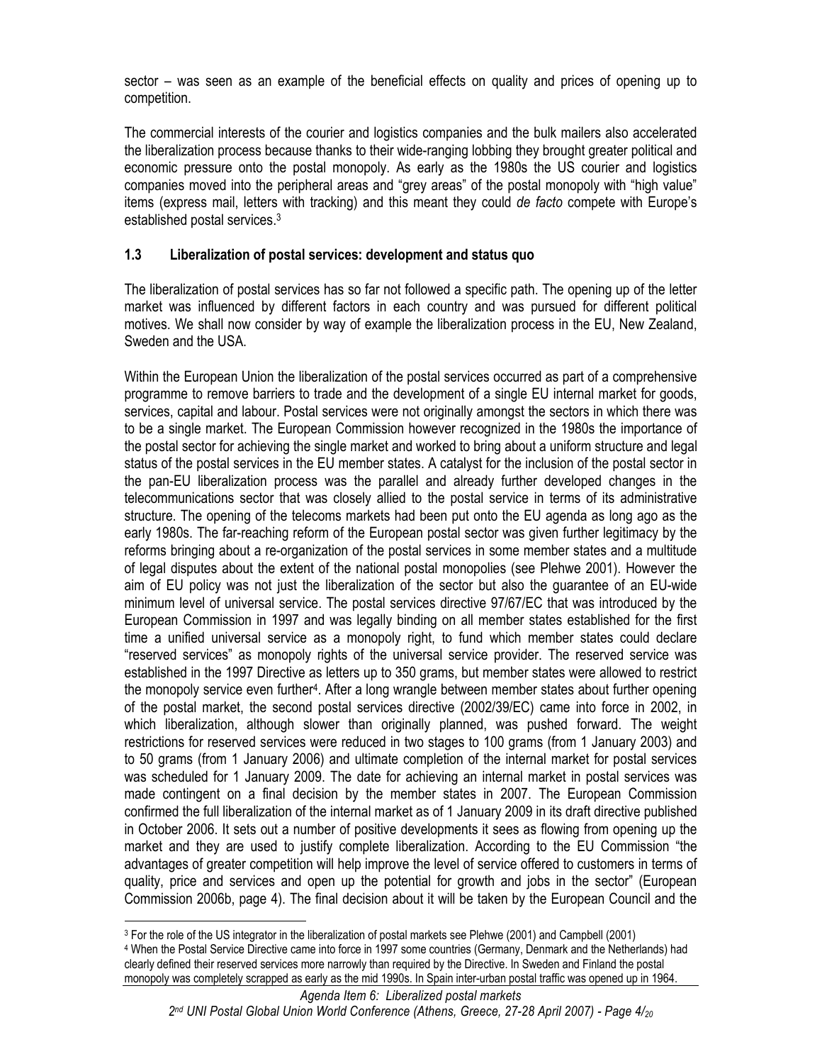sector – was seen as an example of the beneficial effects on quality and prices of opening up to competition.

The commercial interests of the courier and logistics companies and the bulk mailers also accelerated the liberalization process because thanks to their wide-ranging lobbing they brought greater political and economic pressure onto the postal monopoly. As early as the 1980s the US courier and logistics companies moved into the peripheral areas and "grey areas" of the postal monopoly with "high value" items (express mail, letters with tracking) and this meant they could *de facto* compete with Europe's established postal services.[3]

### 1.3 Liberalization of postal services: development and status quo

The liberalization of postal services has so far not followed a specific path. The opening up of the letter market was influenced by different factors in each country and was pursued for different political motives. We shall now consider by way of example the liberalization process in the EU, New Zealand, Sweden and the USA.

Within the European Union the liberalization of the postal services occurred as part of a comprehensive programme to remove barriers to trade and the development of a single EU internal market for goods, services, capital and labour. Postal services were not originally amongst the sectors in which there was to be a single market. The European Commission however recognized in the 1980s the importance of the postal sector for achieving the single market and worked to bring about a uniform structure and legal status of the postal services in the EU member states. A catalyst for the inclusion of the postal sector in the pan-EU liberalization process was the parallel and already further developed changes in the telecommunications sector that was closely allied to the postal service in terms of its administrative structure. The opening of the telecoms markets had been put onto the EU agenda as long ago as the early 1980s. The far-reaching reform of the European postal sector was given further legitimacy by the reforms bringing about a re-organization of the postal services in some member states and a multitude of legal disputes about the extent of the national postal monopolies (see Plehwe 2001). However the aim of EU policy was not just the liberalization of the sector but also the guarantee of an EU-wide minimum level of universal service. The postal services directive 97/67/EC that was introduced by the European Commission in 1997 and was legally binding on all member states established for the first time a unified universal service as a monopoly right, to fund which member states could declare "reserved services" as monopoly rights of the universal service provider. The reserved service was established in the 1997 Directive as letters up to 350 grams, but member states were allowed to restrict the monopoly service even further[4]. After a long wrangle between member states about further opening of the postal market, the second postal services directive (2002/39/EC) came into force in 2002, in which liberalization, although slower than originally planned, was pushed forward. The weight restrictions for reserved services were reduced in two stages to 100 grams (from 1 January 2003) and to 50 grams (from 1 January 2006) and ultimate completion of the internal market for postal services was scheduled for 1 January 2009. The date for achieving an internal market in postal services was made contingent on a final decision by the member states in 2007. The European Commission confirmed the full liberalization of the internal market as of 1 January 2009 in its draft directive published in October 2006. It sets out a number of positive developments it sees as flowing from opening up the market and they are used to justify complete liberalization. According to the EU Commission "the advantages of greater competition will help improve the level of service offered to customers in terms of quality, price and services and open up the potential for growth and jobs in the sector" (European Commission 2006b, page 4). The final decision about it will be taken by the European Council and the

---

[3] For the role of the US integrator in the liberalization of postal markets see Plehwe (2001) and Campbell (2001)

[4] When the Postal Service Directive came into force in 1997 some countries (Germany, Denmark and the Netherlands) had clearly defined their reserved services more narrowly than required by the Directive. In Sweden and Finland the postal monopoly was completely scrapped as early as the mid 1990s. In Spain inter-urban postal traffic was opened up in 1964.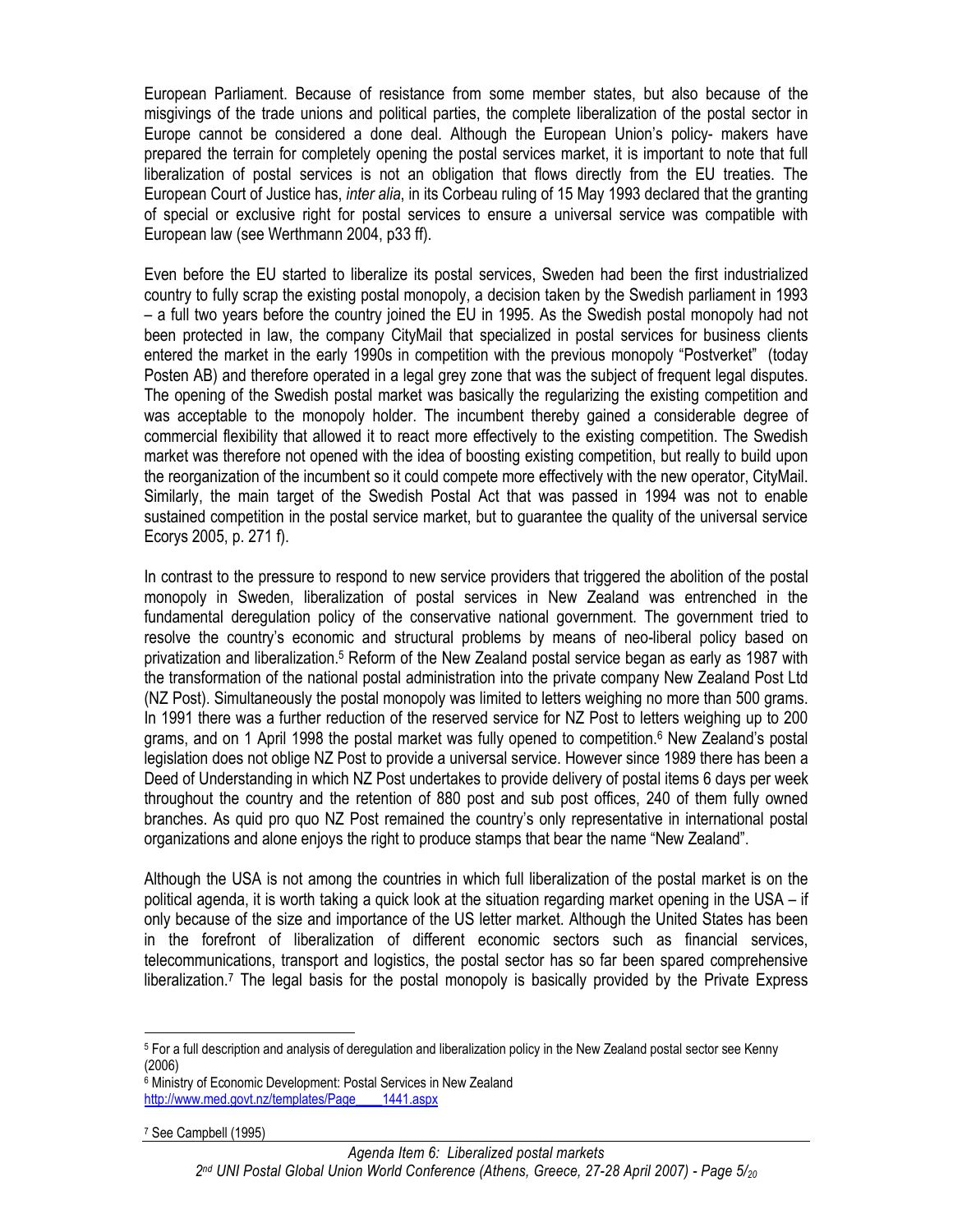European Parliament. Because of resistance from some member states, but also because of the misgivings of the trade unions and political parties, the complete liberalization of the postal sector in Europe cannot be considered a done deal. Although the European Union's policy- makers have prepared the terrain for completely opening the postal services market, it is important to note that full liberalization of postal services is not an obligation that flows directly from the EU treaties. The European Court of Justice has, *inter alia*, in its Corbeau ruling of 15 May 1993 declared that the granting of special or exclusive right for postal services to ensure a universal service was compatible with European law (see Werthmann 2004, p33 ff).

Even before the EU started to liberalize its postal services, Sweden had been the first industrialized country to fully scrap the existing postal monopoly, a decision taken by the Swedish parliament in 1993 – a full two years before the country joined the EU in 1995. As the Swedish postal monopoly had not been protected in law, the company CityMail that specialized in postal services for business clients entered the market in the early 1990s in competition with the previous monopoly "Postverket" (today Posten AB) and therefore operated in a legal grey zone that was the subject of frequent legal disputes. The opening of the Swedish postal market was basically the regularizing the existing competition and was acceptable to the monopoly holder. The incumbent thereby gained a considerable degree of commercial flexibility that allowed it to react more effectively to the existing competition. The Swedish market was therefore not opened with the idea of boosting existing competition, but really to build upon the reorganization of the incumbent so it could compete more effectively with the new operator, CityMail. Similarly, the main target of the Swedish Postal Act that was passed in 1994 was not to enable sustained competition in the postal service market, but to guarantee the quality of the universal service Ecorys 2005, p. 271 f).

In contrast to the pressure to respond to new service providers that triggered the abolition of the postal monopoly in Sweden, liberalization of postal services in New Zealand was entrenched in the fundamental deregulation policy of the conservative national government. The government tried to resolve the country's economic and structural problems by means of neo-liberal policy based on privatization and liberalization.[5] Reform of the New Zealand postal service began as early as 1987 with the transformation of the national postal administration into the private company New Zealand Post Ltd (NZ Post). Simultaneously the postal monopoly was limited to letters weighing no more than 500 grams. In 1991 there was a further reduction of the reserved service for NZ Post to letters weighing up to 200 grams, and on 1 April 1998 the postal market was fully opened to competition.[6] New Zealand's postal legislation does not oblige NZ Post to provide a universal service. However since 1989 there has been a Deed of Understanding in which NZ Post undertakes to provide delivery of postal items 6 days per week throughout the country and the retention of 880 post and sub post offices, 240 of them fully owned branches. As quid pro quo NZ Post remained the country's only representative in international postal organizations and alone enjoys the right to produce stamps that bear the name "New Zealand".

Although the USA is not among the countries in which full liberalization of the postal market is on the political agenda, it is worth taking a quick look at the situation regarding market opening in the USA – if only because of the size and importance of the US letter market. Although the United States has been in the forefront of liberalization of different economic sectors such as financial services, telecommunications, transport and logistics, the postal sector has so far been spared comprehensive liberalization.[7] The legal basis for the postal monopoly is basically provided by the Private Express

---

[5] For a full description and analysis of deregulation and liberalization policy in the New Zealand postal sector see Kenny (2006)

[6] Ministry of Economic Development: Postal Services in New Zealand http://www.med.govt.nz/templates/Page____1441.aspx

[7] See Campbell (1995)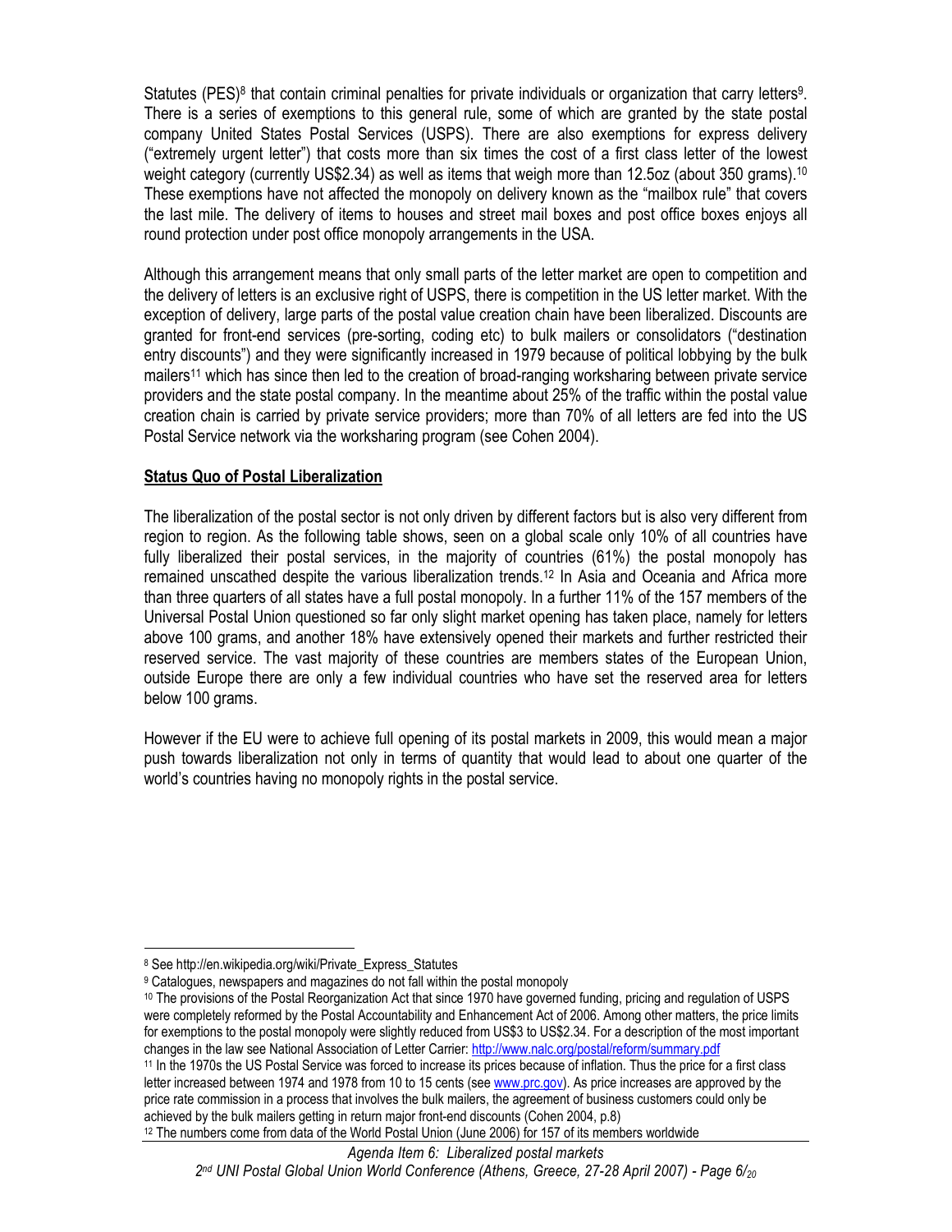Statutes (PES)[8] that contain criminal penalties for private individuals or organization that carry letters[9]. There is a series of exemptions to this general rule, some of which are granted by the state postal company United States Postal Services (USPS). There are also exemptions for express delivery ("extremely urgent letter") that costs more than six times the cost of a first class letter of the lowest weight category (currently US$2.34) as well as items that weigh more than 12.5oz (about 350 grams).[10] These exemptions have not affected the monopoly on delivery known as the "mailbox rule" that covers the last mile. The delivery of items to houses and street mail boxes and post office boxes enjoys all round protection under post office monopoly arrangements in the USA.

Although this arrangement means that only small parts of the letter market are open to competition and the delivery of letters is an exclusive right of USPS, there is competition in the US letter market. With the exception of delivery, large parts of the postal value creation chain have been liberalized. Discounts are granted for front-end services (pre-sorting, coding etc) to bulk mailers or consolidators ("destination entry discounts") and they were significantly increased in 1979 because of political lobbying by the bulk mailers[11] which has since then led to the creation of broad-ranging worksharing between private service providers and the state postal company. In the meantime about 25% of the traffic within the postal value creation chain is carried by private service providers; more than 70% of all letters are fed into the US Postal Service network via the worksharing program (see Cohen 2004).

**Status Quo of Postal Liberalization**

The liberalization of the postal sector is not only driven by different factors but is also very different from region to region. As the following table shows, seen on a global scale only 10% of all countries have fully liberalized their postal services, in the majority of countries (61%) the postal monopoly has remained unscathed despite the various liberalization trends.[12] In Asia and Oceania and Africa more than three quarters of all states have a full postal monopoly. In a further 11% of the 157 members of the Universal Postal Union questioned so far only slight market opening has taken place, namely for letters above 100 grams, and another 18% have extensively opened their markets and further restricted their reserved service. The vast majority of these countries are members states of the European Union, outside Europe there are only a few individual countries who have set the reserved area for letters below 100 grams.

However if the EU were to achieve full opening of its postal markets in 2009, this would mean a major push towards liberalization not only in terms of quantity that would lead to about one quarter of the world's countries having no monopoly rights in the postal service.

---

[8] See http://en.wikipedia.org/wiki/Private_Express_Statutes

[9] Catalogues, newspapers and magazines do not fall within the postal monopoly

[10] The provisions of the Postal Reorganization Act that since 1970 have governed funding, pricing and regulation of USPS were completely reformed by the Postal Accountability and Enhancement Act of 2006. Among other matters, the price limits for exemptions to the postal monopoly were slightly reduced from US$3 to US$2.34. For a description of the most important changes in the law see National Association of Letter Carrier: http://www.nalc.org/postal/reform/summary.pdf

[11] In the 1970s the US Postal Service was forced to increase its prices because of inflation. Thus the price for a first class letter increased between 1974 and 1978 from 10 to 15 cents (see www.prc.gov). As price increases are approved by the price rate commission in a process that involves the bulk mailers, the agreement of business customers could only be achieved by the bulk mailers getting in return major front-end discounts (Cohen 2004, p.8)

[12] The numbers come from data of the World Postal Union (June 2006) for 157 of its members worldwide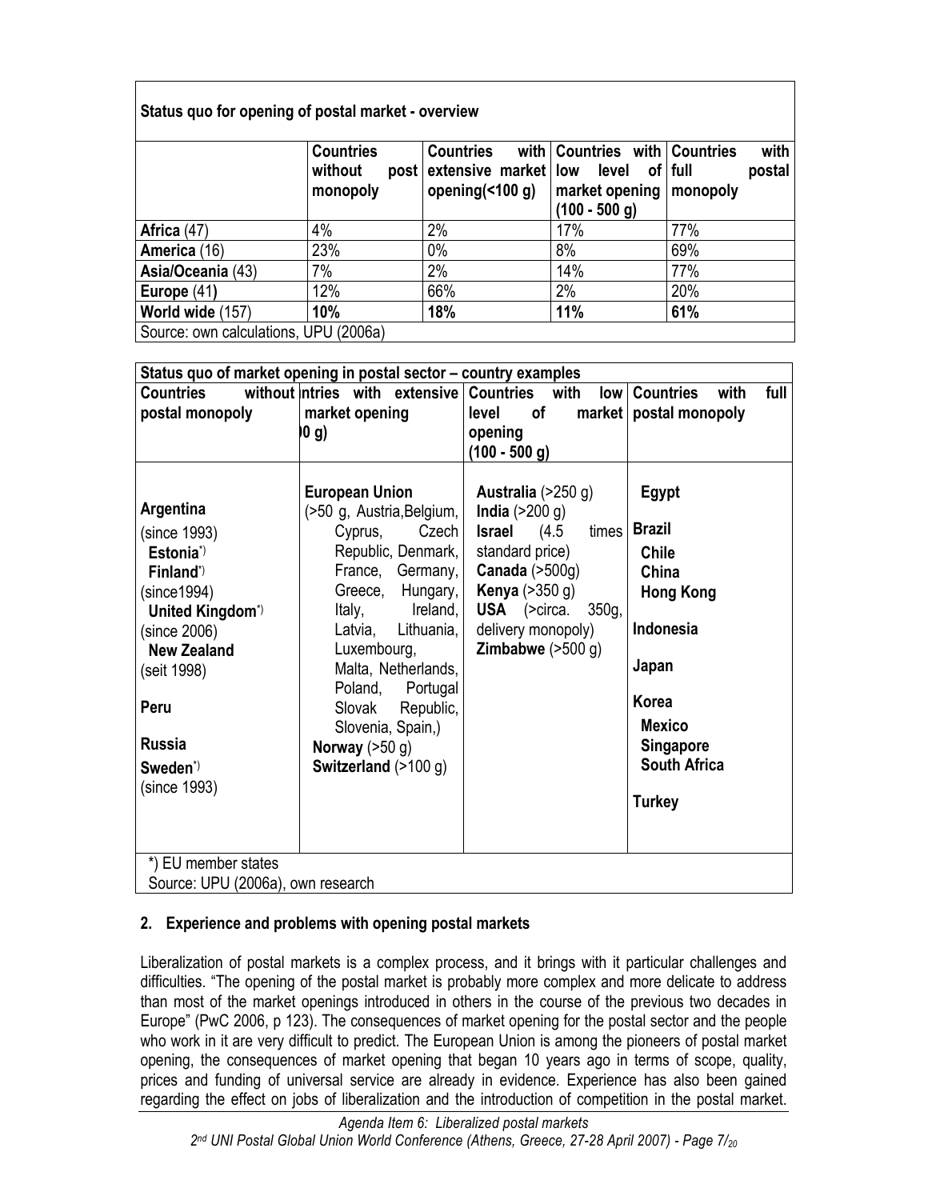**Status quo for opening of postal market - overview**

| | Countries without post monopoly | Countries with extensive market opening(<100 g) | Countries with low level of market opening (100 - 500 g) | Countries with full postal monopoly |
|---|---|---|---|---|
| **Africa** (47) | 4% | 2% | 17% | 77% |
| **America** (16) | 23% | 0% | 8% | 69% |
| **Asia/Oceania** (43) | 7% | 2% | 14% | 77% |
| **Europe** (41**)** | 12% | 66% | 2% | 20% |
| **World wide** (157) | **10%** | **18%** | **11%** | **61%** |

Source: own calculations, UPU (2006a)

**Status quo of market opening in postal sector – country examples**

| Countries without postal monopoly | ntries with extensive market opening )0 g) | Countries with low level of market opening (100 - 500 g) | Countries with full postal monopoly |
|---|---|---|---|
| **Argentina** (since 1993) **Estonia**[*)] **Finland**[*)] (since1994) **United Kingdom**[*)] (since 2006) **New Zealand** (seit 1998) **Peru** **Russia** **Sweden**[*)] (since 1993) | **European Union** (>50 g, Austria,Belgium, Cyprus, Czech Republic, Denmark, France, Germany, Greece, Hungary, Italy, Ireland, Latvia, Lithuania, Luxembourg, Malta, Netherlands, Poland, Portugal Slovak Republic, Slovenia, Spain,) **Norway** (>50 g) **Switzerland** (>100 g) | **Australia** (>250 g) **India** (>200 g) **Israel** (4.5 times standard price) **Canada** (>500g) **Kenya** (>350 g) **USA** (>circa. 350g, delivery monopoly) **Zimbabwe** (>500 g) | **Egypt** **Brazil** **Chile** **China** **Hong Kong** **Indonesia** **Japan** **Korea** **Mexico** **Singapore** **South Africa** **Turkey** |

*) EU member states
Source: UPU (2006a), own research

## 2. Experience and problems with opening postal markets

Liberalization of postal markets is a complex process, and it brings with it particular challenges and difficulties. "The opening of the postal market is probably more complex and more delicate to address than most of the market openings introduced in others in the course of the previous two decades in Europe" (PwC 2006, p 123). The consequences of market opening for the postal sector and the people who work in it are very difficult to predict. The European Union is among the pioneers of postal market opening, the consequences of market opening that began 10 years ago in terms of scope, quality, prices and funding of universal service are already in evidence. Experience has also been gained regarding the effect on jobs of liberalization and the introduction of competition in the postal market.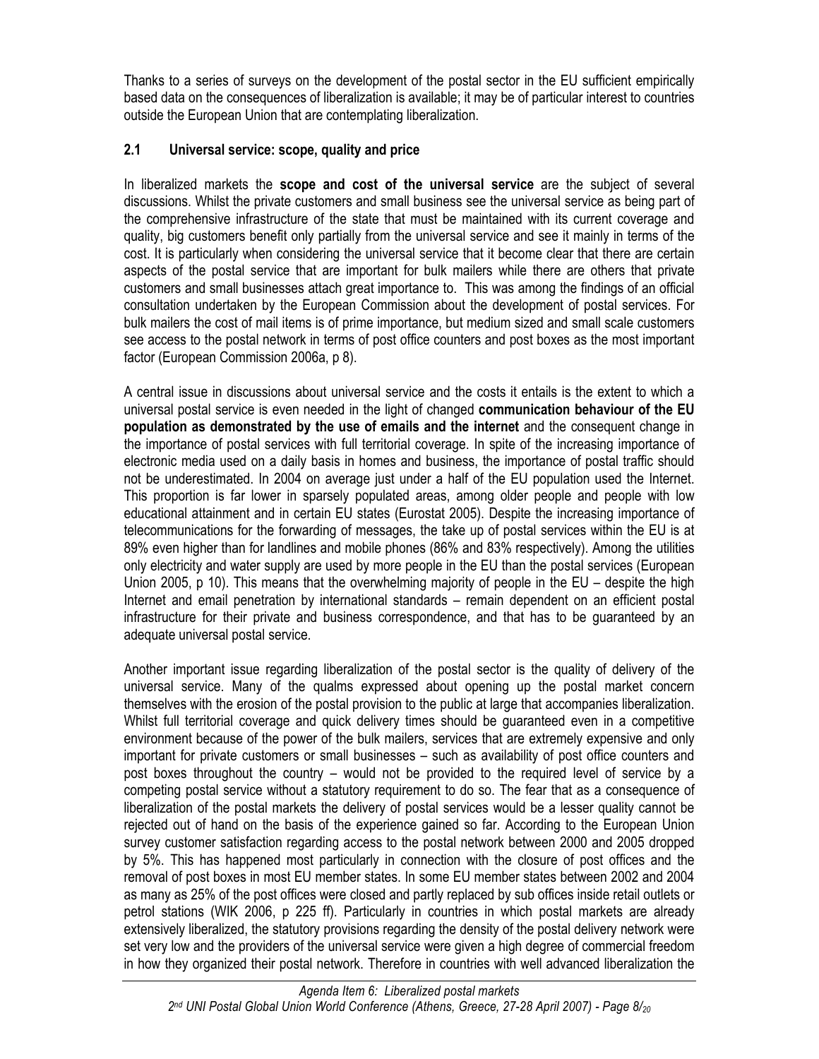Thanks to a series of surveys on the development of the postal sector in the EU sufficient empirically based data on the consequences of liberalization is available; it may be of particular interest to countries outside the European Union that are contemplating liberalization.

### 2.1 Universal service: scope, quality and price

In liberalized markets the **scope and cost of the universal service** are the subject of several discussions. Whilst the private customers and small business see the universal service as being part of the comprehensive infrastructure of the state that must be maintained with its current coverage and quality, big customers benefit only partially from the universal service and see it mainly in terms of the cost. It is particularly when considering the universal service that it become clear that there are certain aspects of the postal service that are important for bulk mailers while there are others that private customers and small businesses attach great importance to. This was among the findings of an official consultation undertaken by the European Commission about the development of postal services. For bulk mailers the cost of mail items is of prime importance, but medium sized and small scale customers see access to the postal network in terms of post office counters and post boxes as the most important factor (European Commission 2006a, p 8).

A central issue in discussions about universal service and the costs it entails is the extent to which a universal postal service is even needed in the light of changed **communication behaviour of the EU population as demonstrated by the use of emails and the internet** and the consequent change in the importance of postal services with full territorial coverage. In spite of the increasing importance of electronic media used on a daily basis in homes and business, the importance of postal traffic should not be underestimated. In 2004 on average just under a half of the EU population used the Internet. This proportion is far lower in sparsely populated areas, among older people and people with low educational attainment and in certain EU states (Eurostat 2005). Despite the increasing importance of telecommunications for the forwarding of messages, the take up of postal services within the EU is at 89% even higher than for landlines and mobile phones (86% and 83% respectively). Among the utilities only electricity and water supply are used by more people in the EU than the postal services (European Union 2005, p 10). This means that the overwhelming majority of people in the EU – despite the high Internet and email penetration by international standards – remain dependent on an efficient postal infrastructure for their private and business correspondence, and that has to be guaranteed by an adequate universal postal service.

Another important issue regarding liberalization of the postal sector is the quality of delivery of the universal service. Many of the qualms expressed about opening up the postal market concern themselves with the erosion of the postal provision to the public at large that accompanies liberalization. Whilst full territorial coverage and quick delivery times should be guaranteed even in a competitive environment because of the power of the bulk mailers, services that are extremely expensive and only important for private customers or small businesses – such as availability of post office counters and post boxes throughout the country – would not be provided to the required level of service by a competing postal service without a statutory requirement to do so. The fear that as a consequence of liberalization of the postal markets the delivery of postal services would be a lesser quality cannot be rejected out of hand on the basis of the experience gained so far. According to the European Union survey customer satisfaction regarding access to the postal network between 2000 and 2005 dropped by 5%. This has happened most particularly in connection with the closure of post offices and the removal of post boxes in most EU member states. In some EU member states between 2002 and 2004 as many as 25% of the post offices were closed and partly replaced by sub offices inside retail outlets or petrol stations (WIK 2006, p 225 ff). Particularly in countries in which postal markets are already extensively liberalized, the statutory provisions regarding the density of the postal delivery network were set very low and the providers of the universal service were given a high degree of commercial freedom in how they organized their postal network. Therefore in countries with well advanced liberalization the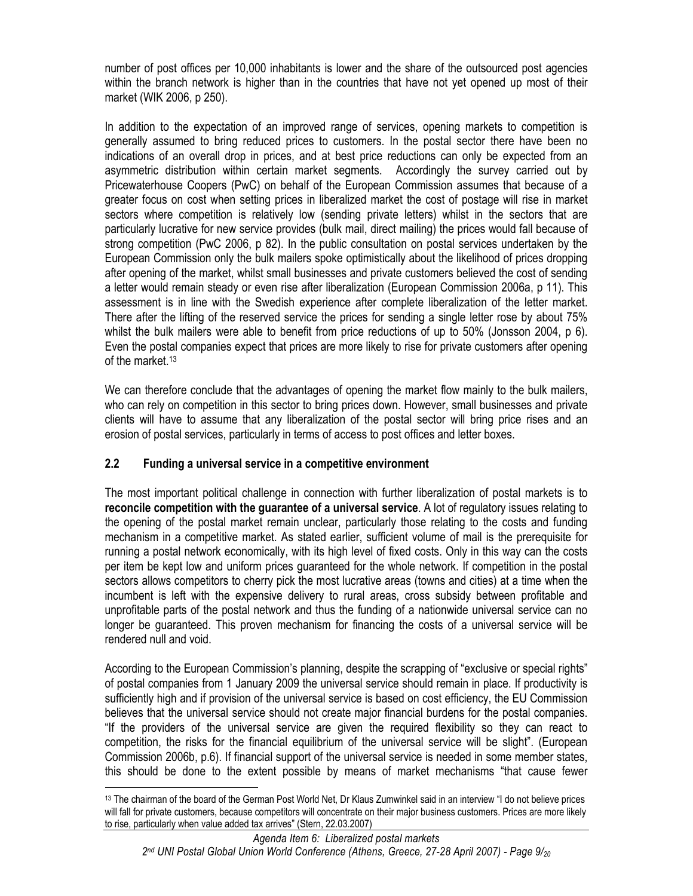number of post offices per 10,000 inhabitants is lower and the share of the outsourced post agencies within the branch network is higher than in the countries that have not yet opened up most of their market (WIK 2006, p 250).

In addition to the expectation of an improved range of services, opening markets to competition is generally assumed to bring reduced prices to customers. In the postal sector there have been no indications of an overall drop in prices, and at best price reductions can only be expected from an asymmetric distribution within certain market segments. Accordingly the survey carried out by Pricewaterhouse Coopers (PwC) on behalf of the European Commission assumes that because of a greater focus on cost when setting prices in liberalized market the cost of postage will rise in market sectors where competition is relatively low (sending private letters) whilst in the sectors that are particularly lucrative for new service provides (bulk mail, direct mailing) the prices would fall because of strong competition (PwC 2006, p 82). In the public consultation on postal services undertaken by the European Commission only the bulk mailers spoke optimistically about the likelihood of prices dropping after opening of the market, whilst small businesses and private customers believed the cost of sending a letter would remain steady or even rise after liberalization (European Commission 2006a, p 11). This assessment is in line with the Swedish experience after complete liberalization of the letter market. There after the lifting of the reserved service the prices for sending a single letter rose by about 75% whilst the bulk mailers were able to benefit from price reductions of up to 50% (Jonsson 2004, p 6). Even the postal companies expect that prices are more likely to rise for private customers after opening of the market.[13]

We can therefore conclude that the advantages of opening the market flow mainly to the bulk mailers, who can rely on competition in this sector to bring prices down. However, small businesses and private clients will have to assume that any liberalization of the postal sector will bring price rises and an erosion of postal services, particularly in terms of access to post offices and letter boxes.

## 2.2 Funding a universal service in a competitive environment

The most important political challenge in connection with further liberalization of postal markets is to **reconcile competition with the guarantee of a universal service**. A lot of regulatory issues relating to the opening of the postal market remain unclear, particularly those relating to the costs and funding mechanism in a competitive market. As stated earlier, sufficient volume of mail is the prerequisite for running a postal network economically, with its high level of fixed costs. Only in this way can the costs per item be kept low and uniform prices guaranteed for the whole network. If competition in the postal sectors allows competitors to cherry pick the most lucrative areas (towns and cities) at a time when the incumbent is left with the expensive delivery to rural areas, cross subsidy between profitable and unprofitable parts of the postal network and thus the funding of a nationwide universal service can no longer be guaranteed. This proven mechanism for financing the costs of a universal service will be rendered null and void.

According to the European Commission's planning, despite the scrapping of "exclusive or special rights" of postal companies from 1 January 2009 the universal service should remain in place. If productivity is sufficiently high and if provision of the universal service is based on cost efficiency, the EU Commission believes that the universal service should not create major financial burdens for the postal companies. "If the providers of the universal service are given the required flexibility so they can react to competition, the risks for the financial equilibrium of the universal service will be slight". (European Commission 2006b, p.6). If financial support of the universal service is needed in some member states, this should be done to the extent possible by means of market mechanisms "that cause fewer

[13] The chairman of the board of the German Post World Net, Dr Klaus Zumwinkel said in an interview "I do not believe prices will fall for private customers, because competitors will concentrate on their major business customers. Prices are more likely to rise, particularly when value added tax arrives" (Stern, 22.03.2007)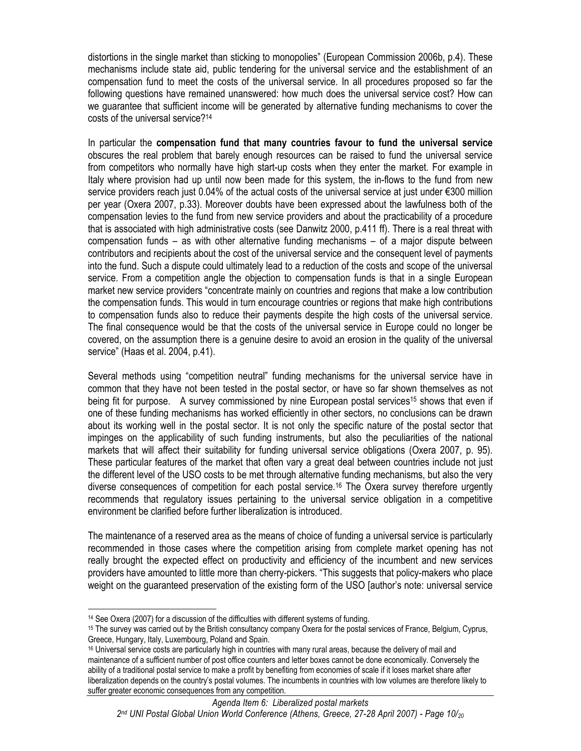distortions in the single market than sticking to monopolies" (European Commission 2006b, p.4). These mechanisms include state aid, public tendering for the universal service and the establishment of an compensation fund to meet the costs of the universal service. In all procedures proposed so far the following questions have remained unanswered: how much does the universal service cost? How can we guarantee that sufficient income will be generated by alternative funding mechanisms to cover the costs of the universal service?[14]

In particular the **compensation fund that many countries favour to fund the universal service** obscures the real problem that barely enough resources can be raised to fund the universal service from competitors who normally have high start-up costs when they enter the market. For example in Italy where provision had up until now been made for this system, the in-flows to the fund from new service providers reach just 0.04% of the actual costs of the universal service at just under €300 million per year (Oxera 2007, p.33). Moreover doubts have been expressed about the lawfulness both of the compensation levies to the fund from new service providers and about the practicability of a procedure that is associated with high administrative costs (see Danwitz 2000, p.411 ff). There is a real threat with compensation funds – as with other alternative funding mechanisms – of a major dispute between contributors and recipients about the cost of the universal service and the consequent level of payments into the fund. Such a dispute could ultimately lead to a reduction of the costs and scope of the universal service. From a competition angle the objection to compensation funds is that in a single European market new service providers "concentrate mainly on countries and regions that make a low contribution the compensation funds. This would in turn encourage countries or regions that make high contributions to compensation funds also to reduce their payments despite the high costs of the universal service. The final consequence would be that the costs of the universal service in Europe could no longer be covered, on the assumption there is a genuine desire to avoid an erosion in the quality of the universal service" (Haas et al. 2004, p.41).

Several methods using "competition neutral" funding mechanisms for the universal service have in common that they have not been tested in the postal sector, or have so far shown themselves as not being fit for purpose. A survey commissioned by nine European postal services[15] shows that even if one of these funding mechanisms has worked efficiently in other sectors, no conclusions can be drawn about its working well in the postal sector. It is not only the specific nature of the postal sector that impinges on the applicability of such funding instruments, but also the peculiarities of the national markets that will affect their suitability for funding universal service obligations (Oxera 2007, p. 95). These particular features of the market that often vary a great deal between countries include not just the different level of the USO costs to be met through alternative funding mechanisms, but also the very diverse consequences of competition for each postal service.[16] The Oxera survey therefore urgently recommends that regulatory issues pertaining to the universal service obligation in a competitive environment be clarified before further liberalization is introduced.

The maintenance of a reserved area as the means of choice of funding a universal service is particularly recommended in those cases where the competition arising from complete market opening has not really brought the expected effect on productivity and efficiency of the incumbent and new services providers have amounted to little more than cherry-pickers. "This suggests that policy-makers who place weight on the guaranteed preservation of the existing form of the USO [author's note: universal service

---

[14] See Oxera (2007) for a discussion of the difficulties with different systems of funding.

[15] The survey was carried out by the British consultancy company Oxera for the postal services of France, Belgium, Cyprus, Greece, Hungary, Italy, Luxembourg, Poland and Spain.

[16] Universal service costs are particularly high in countries with many rural areas, because the delivery of mail and maintenance of a sufficient number of post office counters and letter boxes cannot be done economically. Conversely the ability of a traditional postal service to make a profit by benefiting from economies of scale if it loses market share after liberalization depends on the country's postal volumes. The incumbents in countries with low volumes are therefore likely to suffer greater economic consequences from any competition.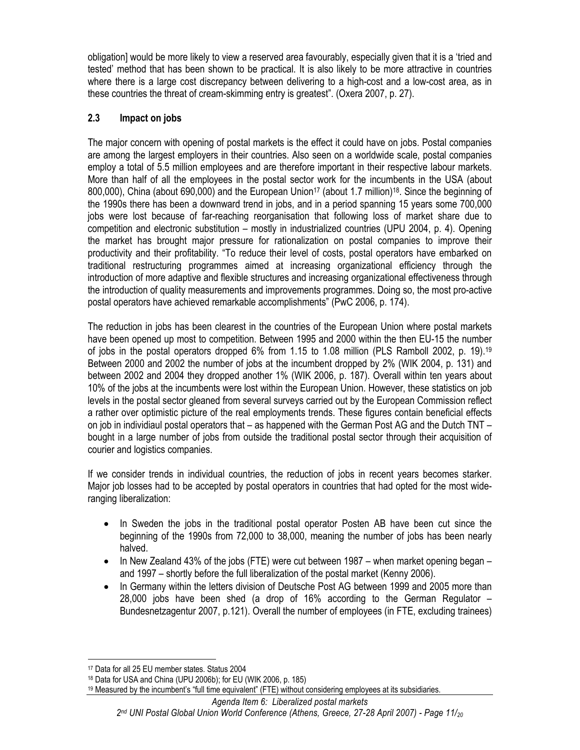obligation] would be more likely to view a reserved area favourably, especially given that it is a 'tried and tested' method that has been shown to be practical. It is also likely to be more attractive in countries where there is a large cost discrepancy between delivering to a high-cost and a low-cost area, as in these countries the threat of cream-skimming entry is greatest". (Oxera 2007, p. 27).

## 2.3 Impact on jobs

The major concern with opening of postal markets is the effect it could have on jobs. Postal companies are among the largest employers in their countries. Also seen on a worldwide scale, postal companies employ a total of 5.5 million employees and are therefore important in their respective labour markets. More than half of all the employees in the postal sector work for the incumbents in the USA (about 800,000), China (about 690,000) and the European Union[17] (about 1.7 million)[18]. Since the beginning of the 1990s there has been a downward trend in jobs, and in a period spanning 15 years some 700,000 jobs were lost because of far-reaching reorganisation that following loss of market share due to competition and electronic substitution – mostly in industrialized countries (UPU 2004, p. 4). Opening the market has brought major pressure for rationalization on postal companies to improve their productivity and their profitability. "To reduce their level of costs, postal operators have embarked on traditional restructuring programmes aimed at increasing organizational efficiency through the introduction of more adaptive and flexible structures and increasing organizational effectiveness through the introduction of quality measurements and improvements programmes. Doing so, the most pro-active postal operators have achieved remarkable accomplishments" (PwC 2006, p. 174).

The reduction in jobs has been clearest in the countries of the European Union where postal markets have been opened up most to competition. Between 1995 and 2000 within the then EU-15 the number of jobs in the postal operators dropped 6% from 1.15 to 1.08 million (PLS Ramboll 2002, p. 19).[19] Between 2000 and 2002 the number of jobs at the incumbent dropped by 2% (WIK 2004, p. 131) and between 2002 and 2004 they dropped another 1% (WIK 2006, p. 187). Overall within ten years about 10% of the jobs at the incumbents were lost within the European Union. However, these statistics on job levels in the postal sector gleaned from several surveys carried out by the European Commission reflect a rather over optimistic picture of the real employments trends. These figures contain beneficial effects on job in individiaul postal operators that – as happened with the German Post AG and the Dutch TNT – bought in a large number of jobs from outside the traditional postal sector through their acquisition of courier and logistics companies.

If we consider trends in individual countries, the reduction of jobs in recent years becomes starker. Major job losses had to be accepted by postal operators in countries that had opted for the most wide-ranging liberalization:

- In Sweden the jobs in the traditional postal operator Posten AB have been cut since the beginning of the 1990s from 72,000 to 38,000, meaning the number of jobs has been nearly halved.
- In New Zealand 43% of the jobs (FTE) were cut between 1987 – when market opening began – and 1997 – shortly before the full liberalization of the postal market (Kenny 2006).
- In Germany within the letters division of Deutsche Post AG between 1999 and 2005 more than 28,000 jobs have been shed (a drop of 16% according to the German Regulator – Bundesnetzagentur 2007, p.121). Overall the number of employees (in FTE, excluding trainees)

---

[17] Data for all 25 EU member states. Status 2004

[18] Data for USA and China (UPU 2006b); for EU (WIK 2006, p. 185)

[19] Measured by the incumbent's "full time equivalent" (FTE) without considering employees at its subsidiaries.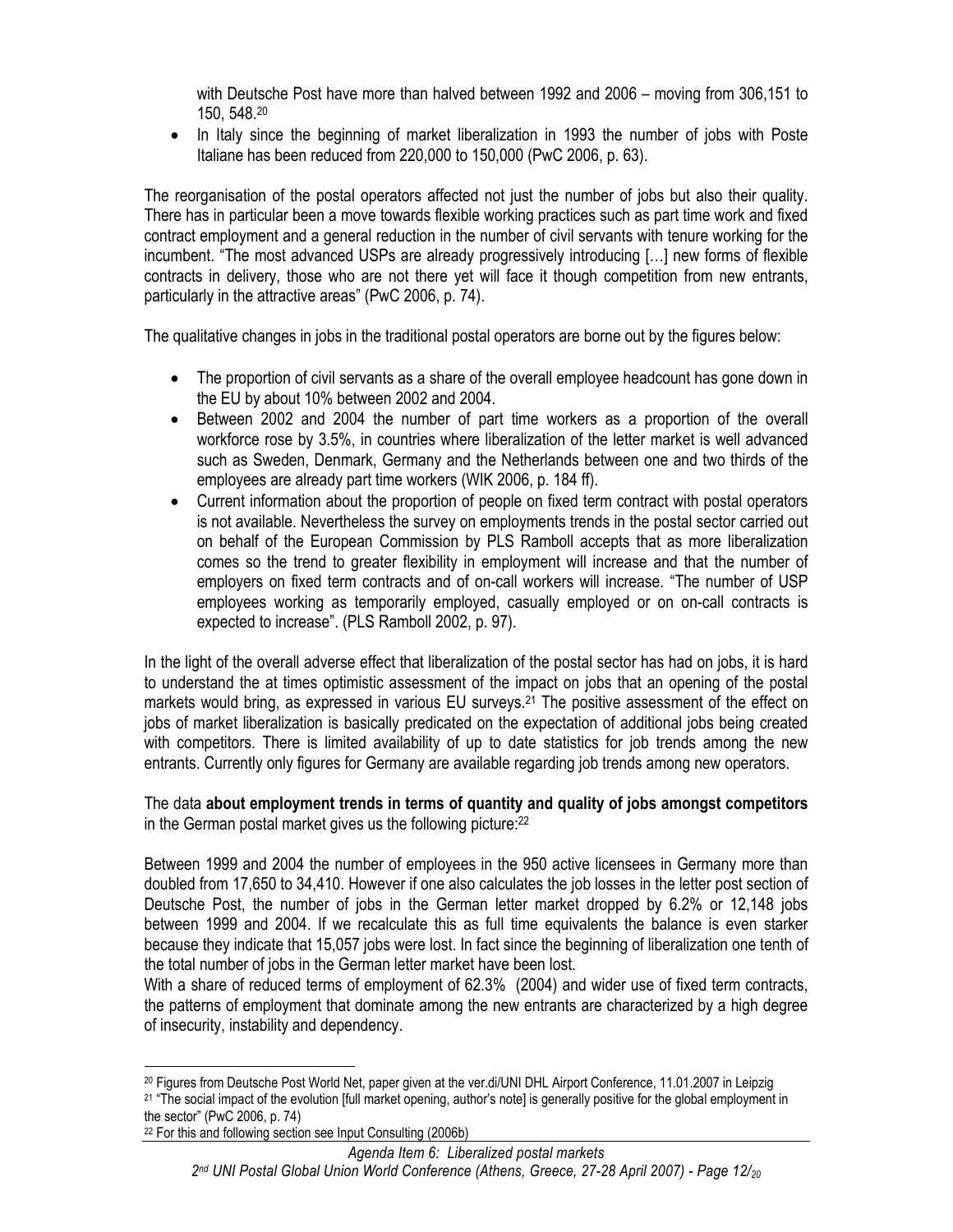with Deutsche Post have more than halved between 1992 and 2006 – moving from 306,151 to 150, 548.[20]

- In Italy since the beginning of market liberalization in 1993 the number of jobs with Poste Italiane has been reduced from 220,000 to 150,000 (PwC 2006, p. 63).

The reorganisation of the postal operators affected not just the number of jobs but also their quality. There has in particular been a move towards flexible working practices such as part time work and fixed contract employment and a general reduction in the number of civil servants with tenure working for the incumbent. "The most advanced USPs are already progressively introducing […] new forms of flexible contracts in delivery, those who are not there yet will face it though competition from new entrants, particularly in the attractive areas" (PwC 2006, p. 74).

The qualitative changes in jobs in the traditional postal operators are borne out by the figures below:

- The proportion of civil servants as a share of the overall employee headcount has gone down in the EU by about 10% between 2002 and 2004.
- Between 2002 and 2004 the number of part time workers as a proportion of the overall workforce rose by 3.5%, in countries where liberalization of the letter market is well advanced such as Sweden, Denmark, Germany and the Netherlands between one and two thirds of the employees are already part time workers (WIK 2006, p. 184 ff).
- Current information about the proportion of people on fixed term contract with postal operators is not available. Nevertheless the survey on employments trends in the postal sector carried out on behalf of the European Commission by PLS Ramboll accepts that as more liberalization comes so the trend to greater flexibility in employment will increase and that the number of employers on fixed term contracts and of on-call workers will increase. "The number of USP employees working as temporarily employed, casually employed or on on-call contracts is expected to increase". (PLS Ramboll 2002, p. 97).

In the light of the overall adverse effect that liberalization of the postal sector has had on jobs, it is hard to understand the at times optimistic assessment of the impact on jobs that an opening of the postal markets would bring, as expressed in various EU surveys.[21] The positive assessment of the effect on jobs of market liberalization is basically predicated on the expectation of additional jobs being created with competitors. There is limited availability of up to date statistics for job trends among the new entrants. Currently only figures for Germany are available regarding job trends among new operators.

The data **about employment trends in terms of quantity and quality of jobs amongst competitors** in the German postal market gives us the following picture:[22]

Between 1999 and 2004 the number of employees in the 950 active licensees in Germany more than doubled from 17,650 to 34,410. However if one also calculates the job losses in the letter post section of Deutsche Post, the number of jobs in the German letter market dropped by 6.2% or 12,148 jobs between 1999 and 2004. If we recalculate this as full time equivalents the balance is even starker because they indicate that 15,057 jobs were lost. In fact since the beginning of liberalization one tenth of the total number of jobs in the German letter market have been lost.

With a share of reduced terms of employment of 62.3% (2004) and wider use of fixed term contracts, the patterns of employment that dominate among the new entrants are characterized by a high degree of insecurity, instability and dependency.

---

[20] Figures from Deutsche Post World Net, paper given at the ver.di/UNI DHL Airport Conference, 11.01.2007 in Leipzig

[21] "The social impact of the evolution [full market opening, author's note] is generally positive for the global employment in the sector" (PwC 2006, p. 74)

[22] For this and following section see Input Consulting (2006b)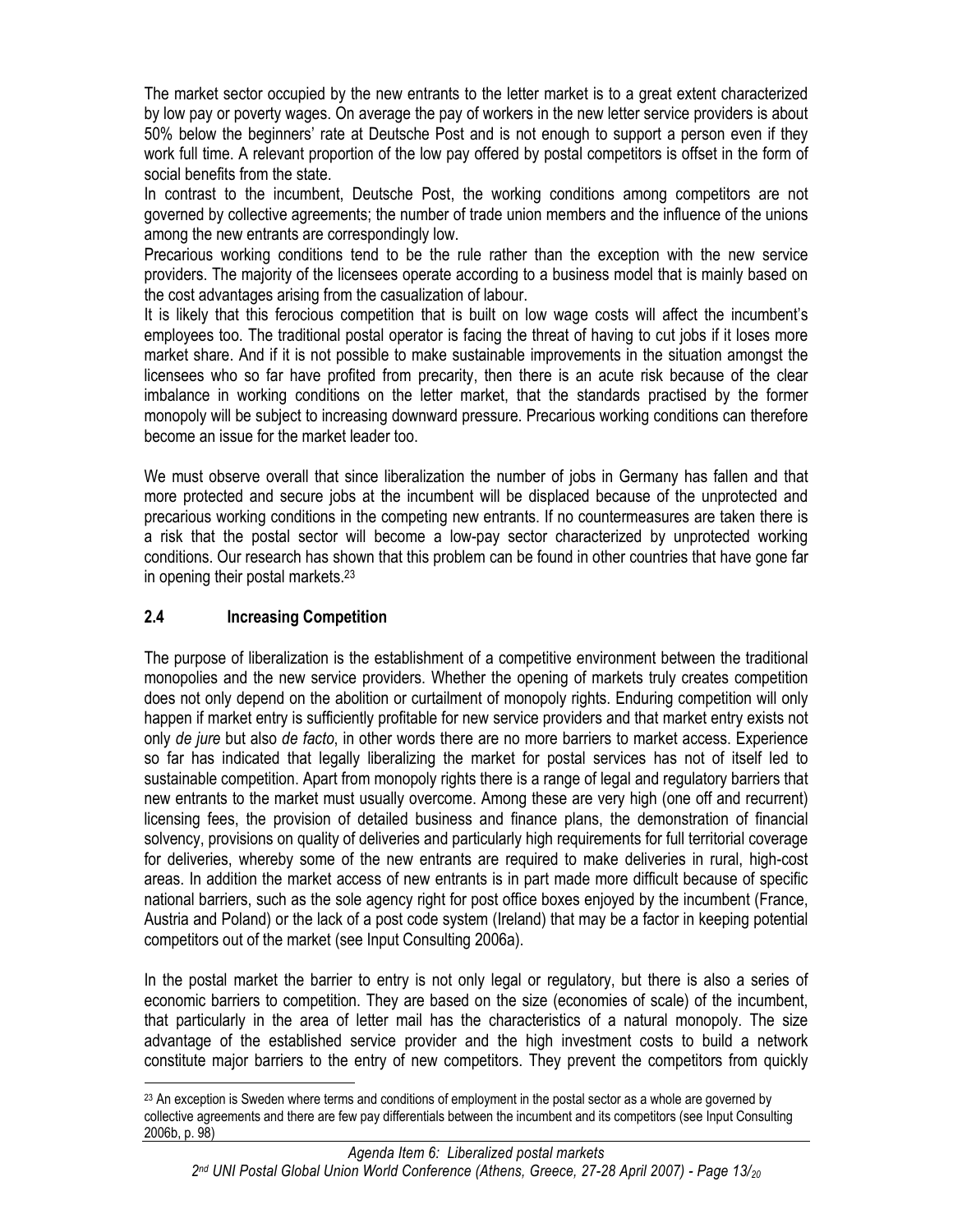The market sector occupied by the new entrants to the letter market is to a great extent characterized by low pay or poverty wages. On average the pay of workers in the new letter service providers is about 50% below the beginners' rate at Deutsche Post and is not enough to support a person even if they work full time. A relevant proportion of the low pay offered by postal competitors is offset in the form of social benefits from the state.

In contrast to the incumbent, Deutsche Post, the working conditions among competitors are not governed by collective agreements; the number of trade union members and the influence of the unions among the new entrants are correspondingly low.

Precarious working conditions tend to be the rule rather than the exception with the new service providers. The majority of the licensees operate according to a business model that is mainly based on the cost advantages arising from the casualization of labour.

It is likely that this ferocious competition that is built on low wage costs will affect the incumbent's employees too. The traditional postal operator is facing the threat of having to cut jobs if it loses more market share. And if it is not possible to make sustainable improvements in the situation amongst the licensees who so far have profited from precarity, then there is an acute risk because of the clear imbalance in working conditions on the letter market, that the standards practised by the former monopoly will be subject to increasing downward pressure. Precarious working conditions can therefore become an issue for the market leader too.

We must observe overall that since liberalization the number of jobs in Germany has fallen and that more protected and secure jobs at the incumbent will be displaced because of the unprotected and precarious working conditions in the competing new entrants. If no countermeasures are taken there is a risk that the postal sector will become a low-pay sector characterized by unprotected working conditions. Our research has shown that this problem can be found in other countries that have gone far in opening their postal markets.[23]

### 2.4 Increasing Competition

The purpose of liberalization is the establishment of a competitive environment between the traditional monopolies and the new service providers. Whether the opening of markets truly creates competition does not only depend on the abolition or curtailment of monopoly rights. Enduring competition will only happen if market entry is sufficiently profitable for new service providers and that market entry exists not only *de jure* but also *de facto*, in other words there are no more barriers to market access. Experience so far has indicated that legally liberalizing the market for postal services has not of itself led to sustainable competition. Apart from monopoly rights there is a range of legal and regulatory barriers that new entrants to the market must usually overcome. Among these are very high (one off and recurrent) licensing fees, the provision of detailed business and finance plans, the demonstration of financial solvency, provisions on quality of deliveries and particularly high requirements for full territorial coverage for deliveries, whereby some of the new entrants are required to make deliveries in rural, high-cost areas. In addition the market access of new entrants is in part made more difficult because of specific national barriers, such as the sole agency right for post office boxes enjoyed by the incumbent (France, Austria and Poland) or the lack of a post code system (Ireland) that may be a factor in keeping potential competitors out of the market (see Input Consulting 2006a).

In the postal market the barrier to entry is not only legal or regulatory, but there is also a series of economic barriers to competition. They are based on the size (economies of scale) of the incumbent, that particularly in the area of letter mail has the characteristics of a natural monopoly. The size advantage of the established service provider and the high investment costs to build a network constitute major barriers to the entry of new competitors. They prevent the competitors from quickly

---

[23] An exception is Sweden where terms and conditions of employment in the postal sector as a whole are governed by collective agreements and there are few pay differentials between the incumbent and its competitors (see Input Consulting 2006b, p. 98)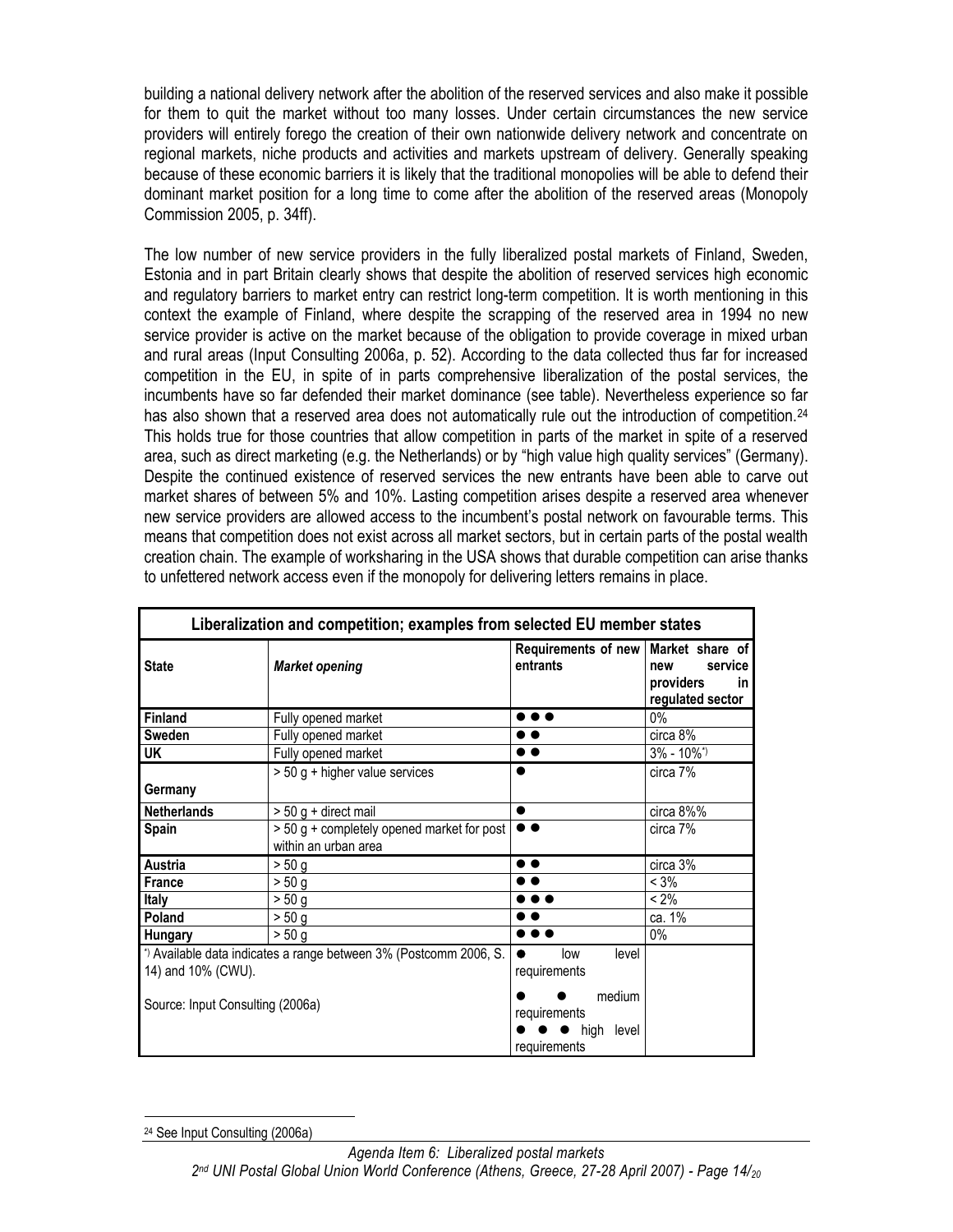building a national delivery network after the abolition of the reserved services and also make it possible for them to quit the market without too many losses. Under certain circumstances the new service providers will entirely forego the creation of their own nationwide delivery network and concentrate on regional markets, niche products and activities and markets upstream of delivery. Generally speaking because of these economic barriers it is likely that the traditional monopolies will be able to defend their dominant market position for a long time to come after the abolition of the reserved areas (Monopoly Commission 2005, p. 34ff).

The low number of new service providers in the fully liberalized postal markets of Finland, Sweden, Estonia and in part Britain clearly shows that despite the abolition of reserved services high economic and regulatory barriers to market entry can restrict long-term competition. It is worth mentioning in this context the example of Finland, where despite the scrapping of the reserved area in 1994 no new service provider is active on the market because of the obligation to provide coverage in mixed urban and rural areas (Input Consulting 2006a, p. 52). According to the data collected thus far for increased competition in the EU, in spite of in parts comprehensive liberalization of the postal services, the incumbents have so far defended their market dominance (see table). Nevertheless experience so far has also shown that a reserved area does not automatically rule out the introduction of competition.[24] This holds true for those countries that allow competition in parts of the market in spite of a reserved area, such as direct marketing (e.g. the Netherlands) or by "high value high quality services" (Germany). Despite the continued existence of reserved services the new entrants have been able to carve out market shares of between 5% and 10%. Lasting competition arises despite a reserved area whenever new service providers are allowed access to the incumbent's postal network on favourable terms. This means that competition does not exist across all market sectors, but in certain parts of the postal wealth creation chain. The example of worksharing in the USA shows that durable competition can arise thanks to unfettered network access even if the monopoly for delivering letters remains in place.

**Liberalization and competition; examples from selected EU member states**

| State | *Market opening* | Requirements of new entrants | Market share of new service providers in regulated sector |
|---|---|---|---|
| **Finland** | Fully opened market | ● ● ● | 0% |
| **Sweden** | Fully opened market | ● ● | circa 8% |
| **UK** | Fully opened market | ● ● | 3% - 10%[*)] |
| **Germany** | > 50 g + higher value services | ● | circa 7% |
| **Netherlands** | > 50 g + direct mail | ● | circa 8%% |
| **Spain** | > 50 g + completely opened market for post within an urban area | ● ● | circa 7% |
| **Austria** | > 50 g | ● ● | circa 3% |
| **France** | > 50 g | ● ● | < 3% |
| **Italy** | > 50 g | ● ● ● | < 2% |
| **Poland** | > 50 g | ● ● | ca. 1% |
| **Hungary** | > 50 g | ● ● ● | 0% |
| *) Available data indicates a range between 3% (Postcomm 2006, S. 14) and 10% (CWU). Source: Input Consulting (2006a) | | ● low level requirements; ● ● medium requirements; ● ● ● high level requirements | |

[24] See Input Consulting (2006a)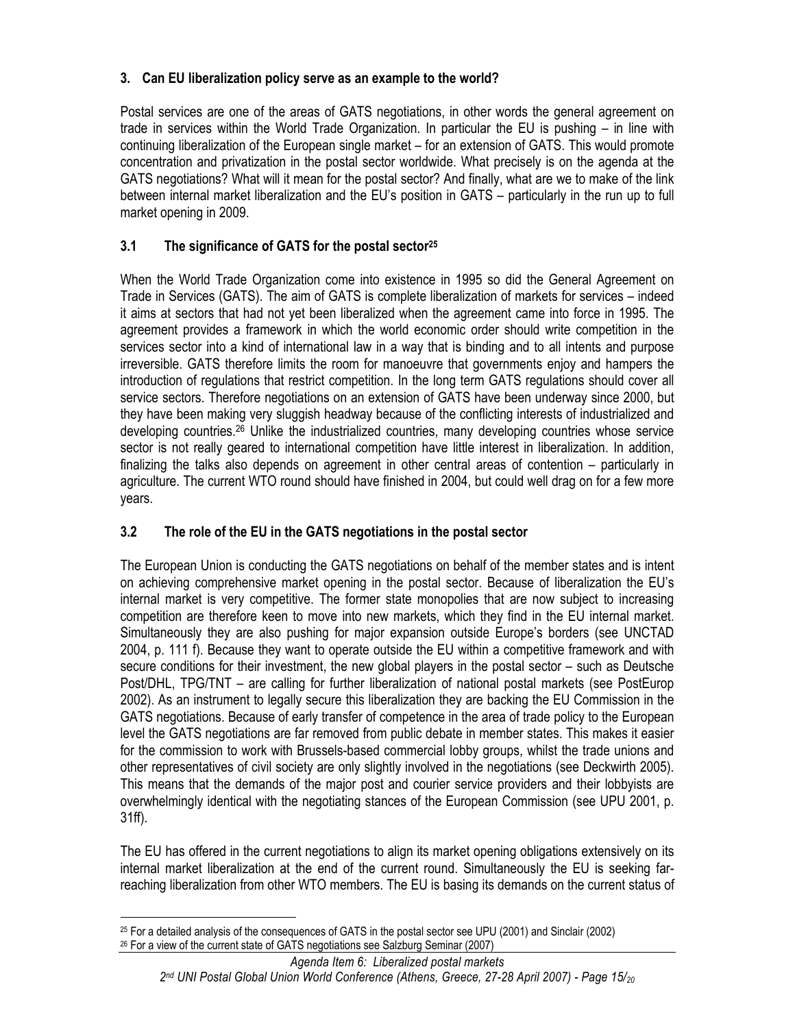## 3. Can EU liberalization policy serve as an example to the world?

Postal services are one of the areas of GATS negotiations, in other words the general agreement on trade in services within the World Trade Organization. In particular the EU is pushing – in line with continuing liberalization of the European single market – for an extension of GATS. This would promote concentration and privatization in the postal sector worldwide. What precisely is on the agenda at the GATS negotiations? What will it mean for the postal sector? And finally, what are we to make of the link between internal market liberalization and the EU's position in GATS – particularly in the run up to full market opening in 2009.

### 3.1 The significance of GATS for the postal sector[25]

When the World Trade Organization come into existence in 1995 so did the General Agreement on Trade in Services (GATS). The aim of GATS is complete liberalization of markets for services – indeed it aims at sectors that had not yet been liberalized when the agreement came into force in 1995. The agreement provides a framework in which the world economic order should write competition in the services sector into a kind of international law in a way that is binding and to all intents and purpose irreversible. GATS therefore limits the room for manoeuvre that governments enjoy and hampers the introduction of regulations that restrict competition. In the long term GATS regulations should cover all service sectors. Therefore negotiations on an extension of GATS have been underway since 2000, but they have been making very sluggish headway because of the conflicting interests of industrialized and developing countries.[26] Unlike the industrialized countries, many developing countries whose service sector is not really geared to international competition have little interest in liberalization. In addition, finalizing the talks also depends on agreement in other central areas of contention – particularly in agriculture. The current WTO round should have finished in 2004, but could well drag on for a few more years.

### 3.2 The role of the EU in the GATS negotiations in the postal sector

The European Union is conducting the GATS negotiations on behalf of the member states and is intent on achieving comprehensive market opening in the postal sector. Because of liberalization the EU's internal market is very competitive. The former state monopolies that are now subject to increasing competition are therefore keen to move into new markets, which they find in the EU internal market. Simultaneously they are also pushing for major expansion outside Europe's borders (see UNCTAD 2004, p. 111 f). Because they want to operate outside the EU within a competitive framework and with secure conditions for their investment, the new global players in the postal sector – such as Deutsche Post/DHL, TPG/TNT – are calling for further liberalization of national postal markets (see PostEurop 2002). As an instrument to legally secure this liberalization they are backing the EU Commission in the GATS negotiations. Because of early transfer of competence in the area of trade policy to the European level the GATS negotiations are far removed from public debate in member states. This makes it easier for the commission to work with Brussels-based commercial lobby groups, whilst the trade unions and other representatives of civil society are only slightly involved in the negotiations (see Deckwirth 2005). This means that the demands of the major post and courier service providers and their lobbyists are overwhelmingly identical with the negotiating stances of the European Commission (see UPU 2001, p. 31ff).

The EU has offered in the current negotiations to align its market opening obligations extensively on its internal market liberalization at the end of the current round. Simultaneously the EU is seeking far-reaching liberalization from other WTO members. The EU is basing its demands on the current status of

---

[25] For a detailed analysis of the consequences of GATS in the postal sector see UPU (2001) and Sinclair (2002)

[26] For a view of the current state of GATS negotiations see Salzburg Seminar (2007)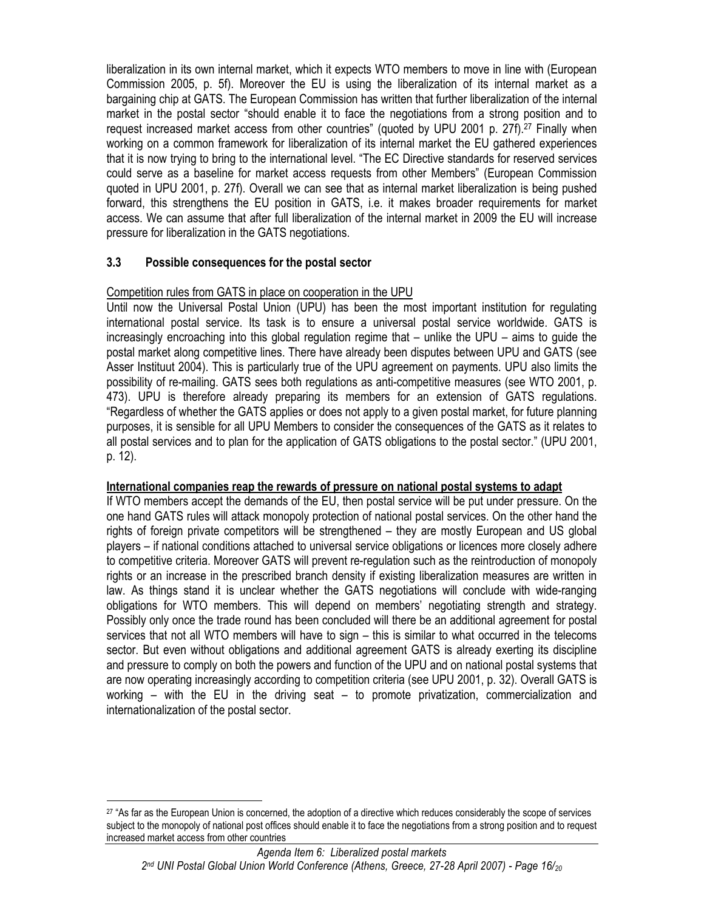liberalization in its own internal market, which it expects WTO members to move in line with (European Commission 2005, p. 5f). Moreover the EU is using the liberalization of its internal market as a bargaining chip at GATS. The European Commission has written that further liberalization of the internal market in the postal sector "should enable it to face the negotiations from a strong position and to request increased market access from other countries" (quoted by UPU 2001 p. 27f).[27] Finally when working on a common framework for liberalization of its internal market the EU gathered experiences that it is now trying to bring to the international level. "The EC Directive standards for reserved services could serve as a baseline for market access requests from other Members" (European Commission quoted in UPU 2001, p. 27f). Overall we can see that as internal market liberalization is being pushed forward, this strengthens the EU position in GATS, i.e. it makes broader requirements for market access. We can assume that after full liberalization of the internal market in 2009 the EU will increase pressure for liberalization in the GATS negotiations.

### 3.3 Possible consequences for the postal sector

Competition rules from GATS in place on cooperation in the UPU

Until now the Universal Postal Union (UPU) has been the most important institution for regulating international postal service. Its task is to ensure a universal postal service worldwide. GATS is increasingly encroaching into this global regulation regime that – unlike the UPU – aims to guide the postal market along competitive lines. There have already been disputes between UPU and GATS (see Asser Instituut 2004). This is particularly true of the UPU agreement on payments. UPU also limits the possibility of re-mailing. GATS sees both regulations as anti-competitive measures (see WTO 2001, p. 473). UPU is therefore already preparing its members for an extension of GATS regulations. "Regardless of whether the GATS applies or does not apply to a given postal market, for future planning purposes, it is sensible for all UPU Members to consider the consequences of the GATS as it relates to all postal services and to plan for the application of GATS obligations to the postal sector." (UPU 2001, p. 12).

**International companies reap the rewards of pressure on national postal systems to adapt**

If WTO members accept the demands of the EU, then postal service will be put under pressure. On the one hand GATS rules will attack monopoly protection of national postal services. On the other hand the rights of foreign private competitors will be strengthened – they are mostly European and US global players – if national conditions attached to universal service obligations or licences more closely adhere to competitive criteria. Moreover GATS will prevent re-regulation such as the reintroduction of monopoly rights or an increase in the prescribed branch density if existing liberalization measures are written in law. As things stand it is unclear whether the GATS negotiations will conclude with wide-ranging obligations for WTO members. This will depend on members' negotiating strength and strategy. Possibly only once the trade round has been concluded will there be an additional agreement for postal services that not all WTO members will have to sign – this is similar to what occurred in the telecoms sector. But even without obligations and additional agreement GATS is already exerting its discipline and pressure to comply on both the powers and function of the UPU and on national postal systems that are now operating increasingly according to competition criteria (see UPU 2001, p. 32). Overall GATS is working – with the EU in the driving seat – to promote privatization, commercialization and internationalization of the postal sector.

[27] "As far as the European Union is concerned, the adoption of a directive which reduces considerably the scope of services subject to the monopoly of national post offices should enable it to face the negotiations from a strong position and to request increased market access from other countries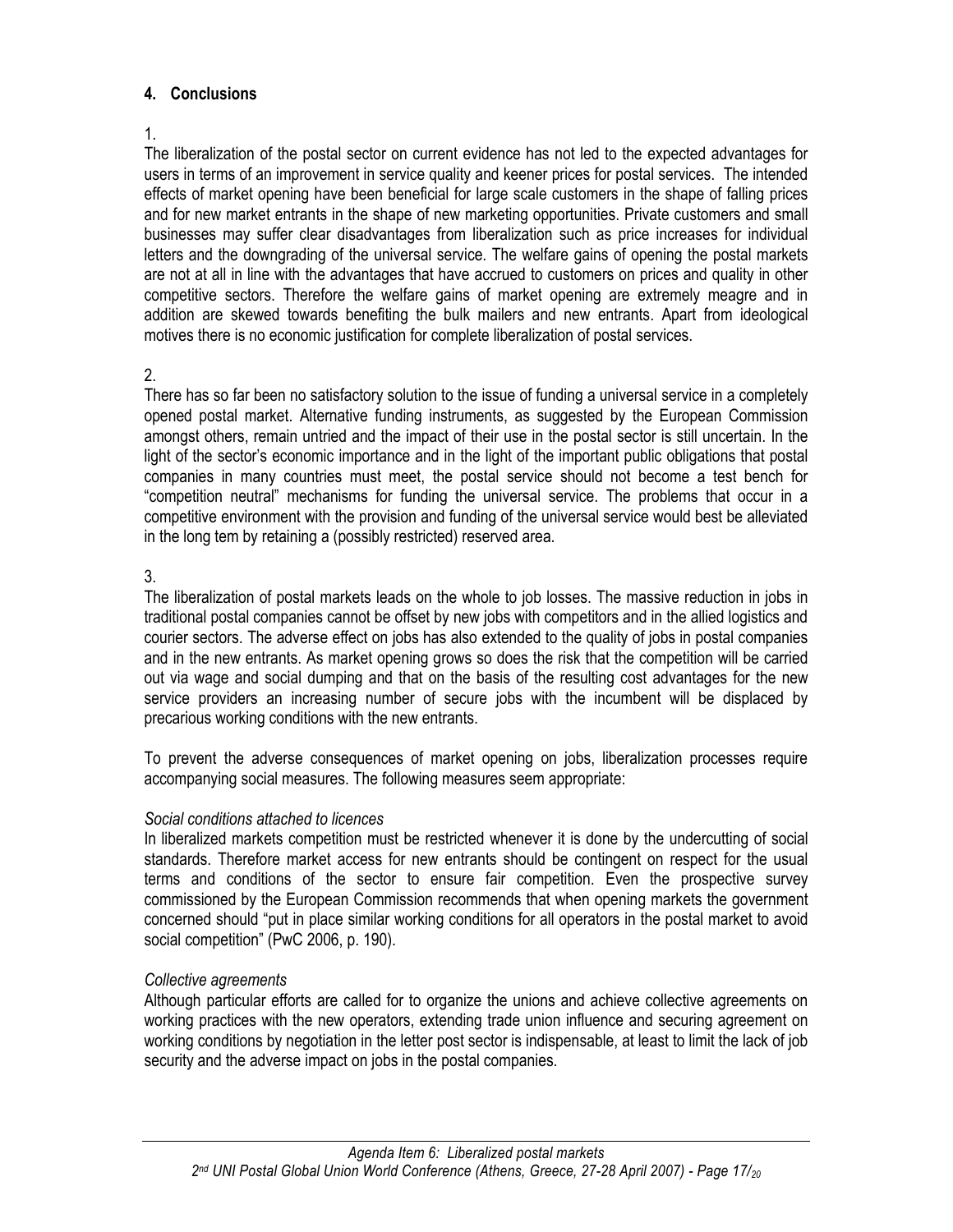## 4. Conclusions

1.

The liberalization of the postal sector on current evidence has not led to the expected advantages for users in terms of an improvement in service quality and keener prices for postal services. The intended effects of market opening have been beneficial for large scale customers in the shape of falling prices and for new market entrants in the shape of new marketing opportunities. Private customers and small businesses may suffer clear disadvantages from liberalization such as price increases for individual letters and the downgrading of the universal service. The welfare gains of opening the postal markets are not at all in line with the advantages that have accrued to customers on prices and quality in other competitive sectors. Therefore the welfare gains of market opening are extremely meagre and in addition are skewed towards benefiting the bulk mailers and new entrants. Apart from ideological motives there is no economic justification for complete liberalization of postal services.

2.

There has so far been no satisfactory solution to the issue of funding a universal service in a completely opened postal market. Alternative funding instruments, as suggested by the European Commission amongst others, remain untried and the impact of their use in the postal sector is still uncertain. In the light of the sector's economic importance and in the light of the important public obligations that postal companies in many countries must meet, the postal service should not become a test bench for "competition neutral" mechanisms for funding the universal service. The problems that occur in a competitive environment with the provision and funding of the universal service would best be alleviated in the long tem by retaining a (possibly restricted) reserved area.

3.

The liberalization of postal markets leads on the whole to job losses. The massive reduction in jobs in traditional postal companies cannot be offset by new jobs with competitors and in the allied logistics and courier sectors. The adverse effect on jobs has also extended to the quality of jobs in postal companies and in the new entrants. As market opening grows so does the risk that the competition will be carried out via wage and social dumping and that on the basis of the resulting cost advantages for the new service providers an increasing number of secure jobs with the incumbent will be displaced by precarious working conditions with the new entrants.

To prevent the adverse consequences of market opening on jobs, liberalization processes require accompanying social measures. The following measures seem appropriate:

*Social conditions attached to licences*

In liberalized markets competition must be restricted whenever it is done by the undercutting of social standards. Therefore market access for new entrants should be contingent on respect for the usual terms and conditions of the sector to ensure fair competition. Even the prospective survey commissioned by the European Commission recommends that when opening markets the government concerned should "put in place similar working conditions for all operators in the postal market to avoid social competition" (PwC 2006, p. 190).

*Collective agreements*

Although particular efforts are called for to organize the unions and achieve collective agreements on working practices with the new operators, extending trade union influence and securing agreement on working conditions by negotiation in the letter post sector is indispensable, at least to limit the lack of job security and the adverse impact on jobs in the postal companies.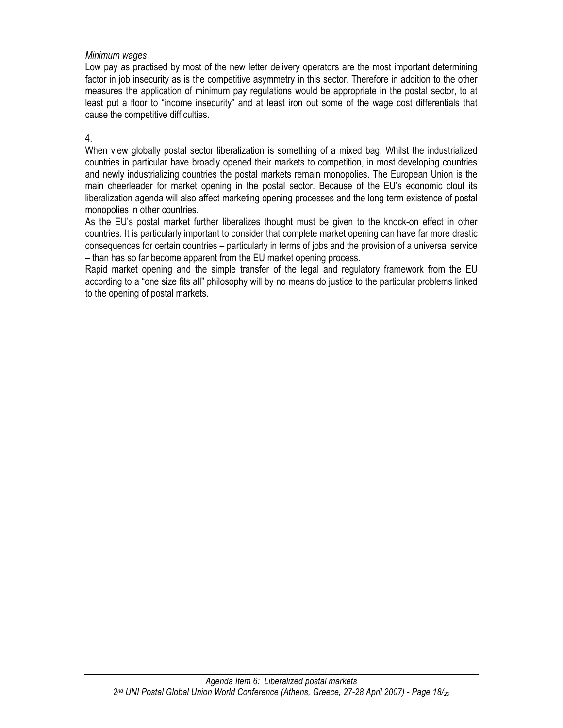*Minimum wages*

Low pay as practised by most of the new letter delivery operators are the most important determining factor in job insecurity as is the competitive asymmetry in this sector. Therefore in addition to the other measures the application of minimum pay regulations would be appropriate in the postal sector, to at least put a floor to "income insecurity" and at least iron out some of the wage cost differentials that cause the competitive difficulties.

4.

When view globally postal sector liberalization is something of a mixed bag. Whilst the industrialized countries in particular have broadly opened their markets to competition, in most developing countries and newly industrializing countries the postal markets remain monopolies. The European Union is the main cheerleader for market opening in the postal sector. Because of the EU's economic clout its liberalization agenda will also affect marketing opening processes and the long term existence of postal monopolies in other countries.

As the EU's postal market further liberalizes thought must be given to the knock-on effect in other countries. It is particularly important to consider that complete market opening can have far more drastic consequences for certain countries – particularly in terms of jobs and the provision of a universal service – than has so far become apparent from the EU market opening process.

Rapid market opening and the simple transfer of the legal and regulatory framework from the EU according to a "one size fits all" philosophy will by no means do justice to the particular problems linked to the opening of postal markets.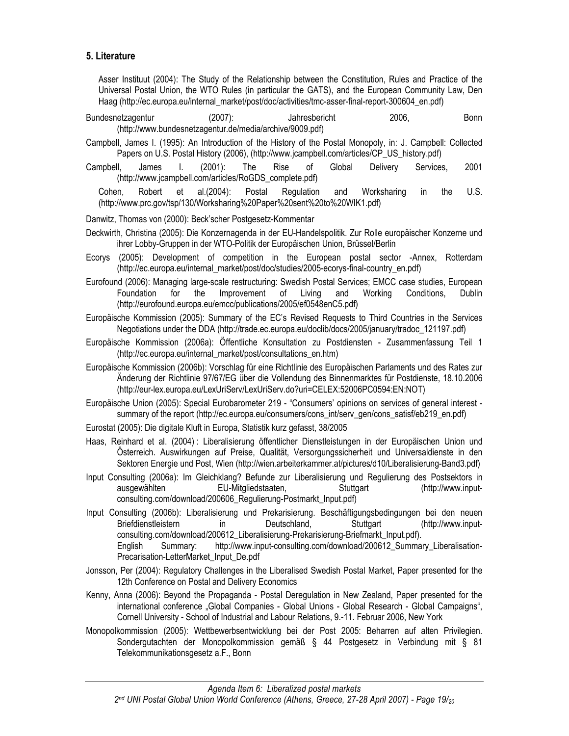## 5. Literature

Asser Instituut (2004): The Study of the Relationship between the Constitution, Rules and Practice of the Universal Postal Union, the WTO Rules (in particular the GATS), and the European Community Law, Den Haag (http://ec.europa.eu/internal_market/post/doc/activities/tmc-asser-final-report-300604_en.pdf)

Bundesnetzagentur (2007): Jahresbericht 2006, Bonn (http://www.bundesnetzagentur.de/media/archive/9009.pdf)

Campbell, James I. (1995): An Introduction of the History of the Postal Monopoly, in: J. Campbell: Collected Papers on U.S. Postal History (2006), (http://www.jcampbell.com/articles/CP_US_history.pdf)

Campbell, James I. (2001): The Rise of Global Delivery Services, 2001 (http://www.jcampbell.com/articles/RoGDS_complete.pdf)

Cohen, Robert et al.(2004): Postal Regulation and Worksharing in the U.S. (http://www.prc.gov/tsp/130/Worksharing%20Paper%20sent%20to%20WIK1.pdf)

Danwitz, Thomas von (2000): Beck'scher Postgesetz-Kommentar

Deckwirth, Christina (2005): Die Konzernagenda in der EU-Handelspolitik. Zur Rolle europäischer Konzerne und ihrer Lobby-Gruppen in der WTO-Politik der Europäischen Union, Brüssel/Berlin

Ecorys (2005): Development of competition in the European postal sector -Annex, Rotterdam (http://ec.europa.eu/internal_market/post/doc/studies/2005-ecorys-final-country_en.pdf)

Eurofound (2006): Managing large-scale restructuring: Swedish Postal Services; EMCC case studies, European Foundation for the Improvement of Living and Working Conditions, Dublin (http://eurofound.europa.eu/emcc/publications/2005/ef0548enC5.pdf)

Europäische Kommission (2005): Summary of the EC's Revised Requests to Third Countries in the Services Negotiations under the DDA (http://trade.ec.europa.eu/doclib/docs/2005/january/tradoc_121197.pdf)

Europäische Kommission (2006a): Öffentliche Konsultation zu Postdiensten - Zusammenfassung Teil 1 (http://ec.europa.eu/internal_market/post/consultations_en.htm)

Europäische Kommission (2006b): Vorschlag für eine Richtlinie des Europäischen Parlaments und des Rates zur Änderung der Richtlinie 97/67/EG über die Vollendung des Binnenmarktes für Postdienste, 18.10.2006 (http://eur-lex.europa.eu/LexUriServ/LexUriServ.do?uri=CELEX:52006PC0594:EN:NOT)

Europäische Union (2005): Special Eurobarometer 219 - "Consumers' opinions on services of general interest - summary of the report (http://ec.europa.eu/consumers/cons_int/serv_gen/cons_satisf/eb219_en.pdf)

Eurostat (2005): Die digitale Kluft in Europa, Statistik kurz gefasst, 38/2005

Haas, Reinhard et al. (2004) : Liberalisierung öffentlicher Dienstleistungen in der Europäischen Union und Österreich. Auswirkungen auf Preise, Qualität, Versorgungssicherheit und Universaldienste in den Sektoren Energie und Post, Wien (http://wien.arbeiterkammer.at/pictures/d10/Liberalisierung-Band3.pdf)

Input Consulting (2006a): Im Gleichklang? Befunde zur Liberalisierung und Regulierung des Postsektors in ausgewählten EU-Mitgliedstaaten, Stuttgart (http://www.input-consulting.com/download/200606_Regulierung-Postmarkt_Input.pdf)

Input Consulting (2006b): Liberalisierung und Prekarisierung. Beschäftigungsbedingungen bei den neuen Briefdienstleistern in Deutschland, Stuttgart (http://www.input-consulting.com/download/200612_Liberalisierung-Prekarisierung-Briefmarkt_Input.pdf). English Summary: http://www.input-consulting.com/download/200612_Summary_Liberalisation-Precarisation-LetterMarket_Input_De.pdf

Jonsson, Per (2004): Regulatory Challenges in the Liberalised Swedish Postal Market, Paper presented for the 12th Conference on Postal and Delivery Economics

Kenny, Anna (2006): Beyond the Propaganda - Postal Deregulation in New Zealand, Paper presented for the international conference „Global Companies - Global Unions - Global Research - Global Campaigns", Cornell University - School of Industrial and Labour Relations, 9.-11. Februar 2006, New York

Monopolkommission (2005): Wettbewerbsentwicklung bei der Post 2005: Beharren auf alten Privilegien. Sondergutachten der Monopolkommission gemäß § 44 Postgesetz in Verbindung mit § 81 Telekommunikationsgesetz a.F., Bonn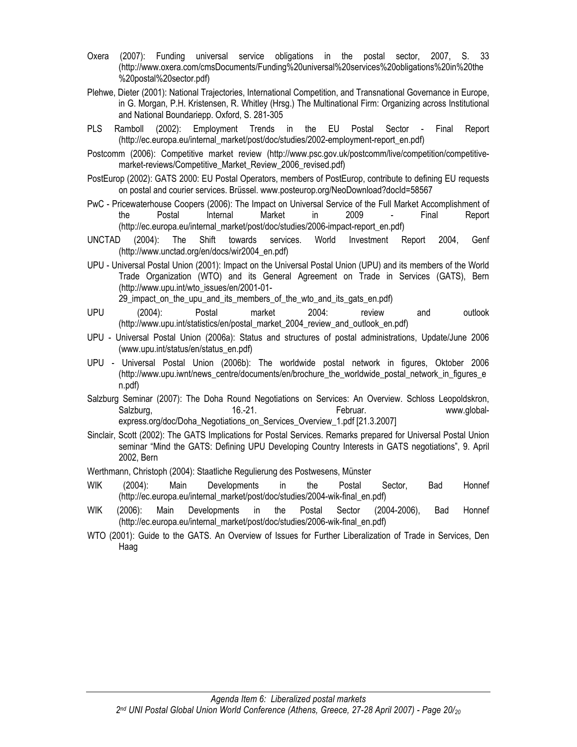Oxera (2007): Funding universal service obligations in the postal sector, 2007, S. 33 (http://www.oxera.com/cmsDocuments/Funding%20universal%20services%20obligations%20in%20the%20postal%20sector.pdf)

Plehwe, Dieter (2001): National Trajectories, International Competition, and Transnational Governance in Europe, in G. Morgan, P.H. Kristensen, R. Whitley (Hrsg.) The Multinational Firm: Organizing across Institutional and National Boundariepp. Oxford, S. 281-305

PLS Ramboll (2002): Employment Trends in the EU Postal Sector - Final Report (http://ec.europa.eu/internal_market/post/doc/studies/2002-employment-report_en.pdf)

Postcomm (2006): Competitive market review (http://www.psc.gov.uk/postcomm/live/competition/competitive-market-reviews/Competitive_Market_Review_2006_revised.pdf)

PostEurop (2002): GATS 2000: EU Postal Operators, members of PostEurop, contribute to defining EU requests on postal and courier services. Brüssel. www.posteurop.org/NeoDownload?docId=58567

PwC - Pricewaterhouse Coopers (2006): The Impact on Universal Service of the Full Market Accomplishment of the Postal Internal Market in 2009 - Final Report (http://ec.europa.eu/internal_market/post/doc/studies/2006-impact-report_en.pdf)

UNCTAD (2004): The Shift towards services. World Investment Report 2004, Genf (http://www.unctad.org/en/docs/wir2004_en.pdf)

UPU - Universal Postal Union (2001): Impact on the Universal Postal Union (UPU) and its members of the World Trade Organization (WTO) and its General Agreement on Trade in Services (GATS), Bern (http://www.upu.int/wto_issues/en/2001-01-29_impact_on_the_upu_and_its_members_of_the_wto_and_its_gats_en.pdf)

UPU (2004): Postal market 2004: review and outlook (http://www.upu.int/statistics/en/postal_market_2004_review_and_outlook_en.pdf)

UPU - Universal Postal Union (2006a): Status and structures of postal administrations, Update/June 2006 (www.upu.int/status/en/status_en.pdf)

UPU - Universal Postal Union (2006b): The worldwide postal network in figures, Oktober 2006 (http://www.upu.iwnt/news_centre/documents/en/brochure_the_worldwide_postal_network_in_figures_en.pdf)

Salzburg Seminar (2007): The Doha Round Negotiations on Services: An Overview. Schloss Leopoldskron, Salzburg, 16.-21. Februar. www.global-express.org/doc/Doha_Negotiations_on_Services_Overview_1.pdf [21.3.2007]

Sinclair, Scott (2002): The GATS Implications for Postal Services. Remarks prepared for Universal Postal Union seminar "Mind the GATS: Defining UPU Developing Country Interests in GATS negotiations", 9. April 2002, Bern

Werthmann, Christoph (2004): Staatliche Regulierung des Postwesens, Münster

WIK (2004): Main Developments in the Postal Sector, Bad Honnef (http://ec.europa.eu/internal_market/post/doc/studies/2004-wik-final_en.pdf)

WIK (2006): Main Developments in the Postal Sector (2004-2006), Bad Honnef (http://ec.europa.eu/internal_market/post/doc/studies/2006-wik-final_en.pdf)

WTO (2001): Guide to the GATS. An Overview of Issues for Further Liberalization of Trade in Services, Den Haag